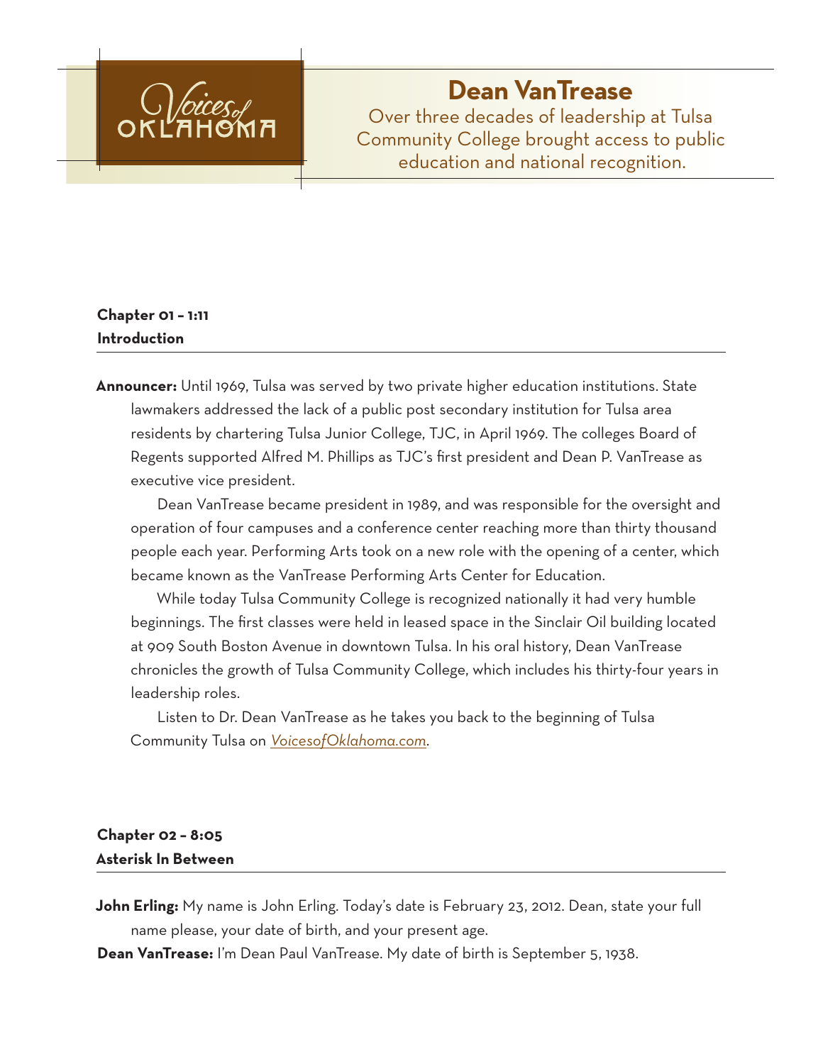Voices of Oklahoma

# Dean VanTrease

Over three decades of leadership at Tulsa Community College brought access to public education and national recognition.

## Chapter 01 – 1:11
## Introduction

**Announcer:** Until 1969, Tulsa was served by two private higher education institutions. State lawmakers addressed the lack of a public post secondary institution for Tulsa area residents by chartering Tulsa Junior College, TJC, in April 1969. The colleges Board of Regents supported Alfred M. Phillips as TJC's first president and Dean P. VanTrease as executive vice president.

Dean VanTrease became president in 1989, and was responsible for the oversight and operation of four campuses and a conference center reaching more than thirty thousand people each year. Performing Arts took on a new role with the opening of a center, which became known as the VanTrease Performing Arts Center for Education.

While today Tulsa Community College is recognized nationally it had very humble beginnings. The first classes were held in leased space in the Sinclair Oil building located at 909 South Boston Avenue in downtown Tulsa. In his oral history, Dean VanTrease chronicles the growth of Tulsa Community College, which includes his thirty-four years in leadership roles.

Listen to Dr. Dean VanTrease as he takes you back to the beginning of Tulsa Community Tulsa on *VoicesofOklahoma.com*.

## Chapter 02 – 8:05
## Asterisk In Between

**John Erling:** My name is John Erling. Today's date is February 23, 2012. Dean, state your full name please, your date of birth, and your present age.

**Dean VanTrease:** I'm Dean Paul VanTrease. My date of birth is September 5, 1938.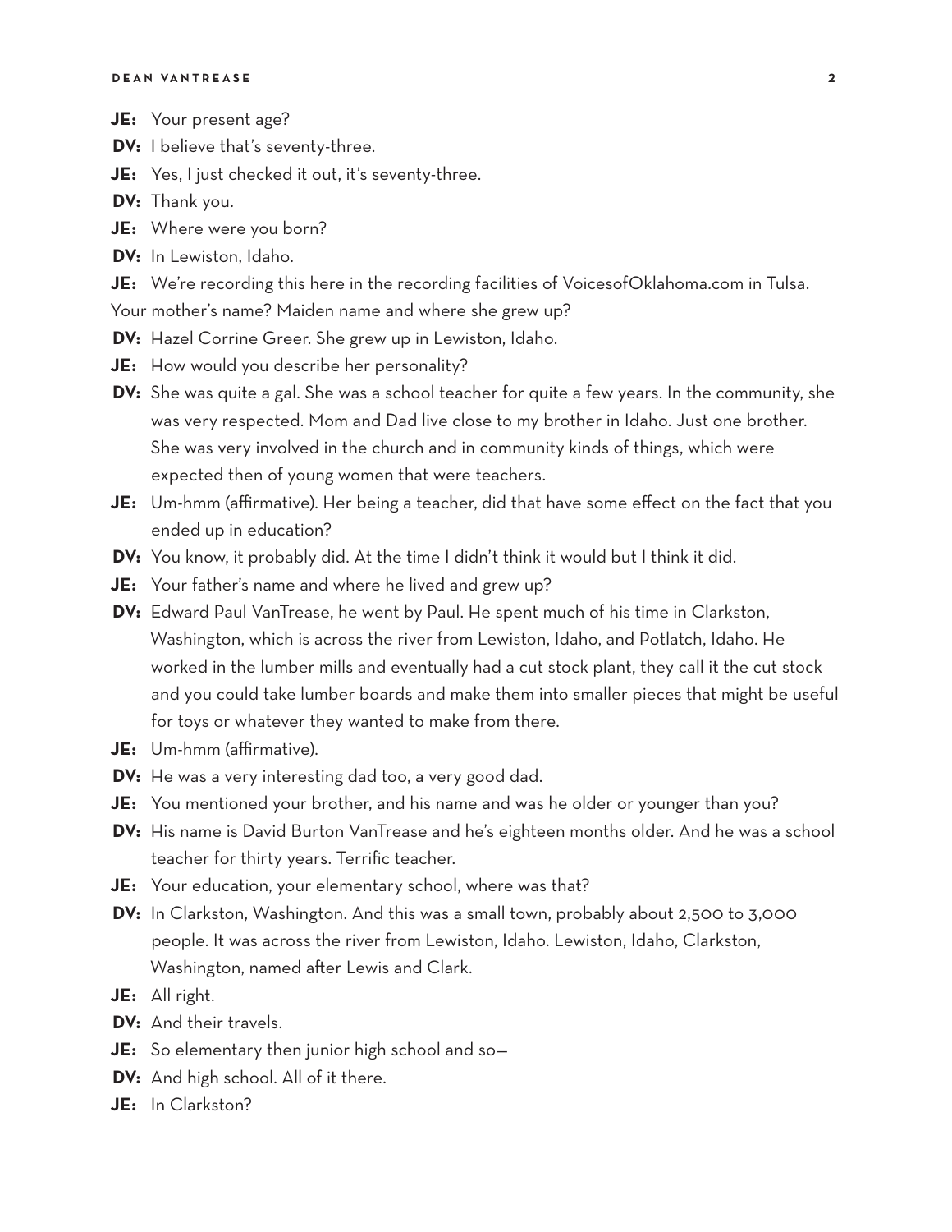**JE:** Your present age?

**DV:** I believe that's seventy-three.

**JE:** Yes, I just checked it out, it's seventy-three.

**DV:** Thank you.

**JE:** Where were you born?

**DV:** In Lewiston, Idaho.

**JE:** We're recording this here in the recording facilities of VoicesofOklahoma.com in Tulsa. Your mother's name? Maiden name and where she grew up?

**DV:** Hazel Corrine Greer. She grew up in Lewiston, Idaho.

**JE:** How would you describe her personality?

**DV:** She was quite a gal. She was a school teacher for quite a few years. In the community, she was very respected. Mom and Dad live close to my brother in Idaho. Just one brother. She was very involved in the church and in community kinds of things, which were expected then of young women that were teachers.

**JE:** Um-hmm (affirmative). Her being a teacher, did that have some effect on the fact that you ended up in education?

**DV:** You know, it probably did. At the time I didn't think it would but I think it did.

**JE:** Your father's name and where he lived and grew up?

**DV:** Edward Paul VanTrease, he went by Paul. He spent much of his time in Clarkston, Washington, which is across the river from Lewiston, Idaho, and Potlatch, Idaho. He worked in the lumber mills and eventually had a cut stock plant, they call it the cut stock and you could take lumber boards and make them into smaller pieces that might be useful for toys or whatever they wanted to make from there.

**JE:** Um-hmm (affirmative).

**DV:** He was a very interesting dad too, a very good dad.

**JE:** You mentioned your brother, and his name and was he older or younger than you?

**DV:** His name is David Burton VanTrease and he's eighteen months older. And he was a school teacher for thirty years. Terrific teacher.

**JE:** Your education, your elementary school, where was that?

**DV:** In Clarkston, Washington. And this was a small town, probably about 2,500 to 3,000 people. It was across the river from Lewiston, Idaho. Lewiston, Idaho, Clarkston, Washington, named after Lewis and Clark.

**JE:** All right.

**DV:** And their travels.

**JE:** So elementary then junior high school and so—

**DV:** And high school. All of it there.

**JE:** In Clarkston?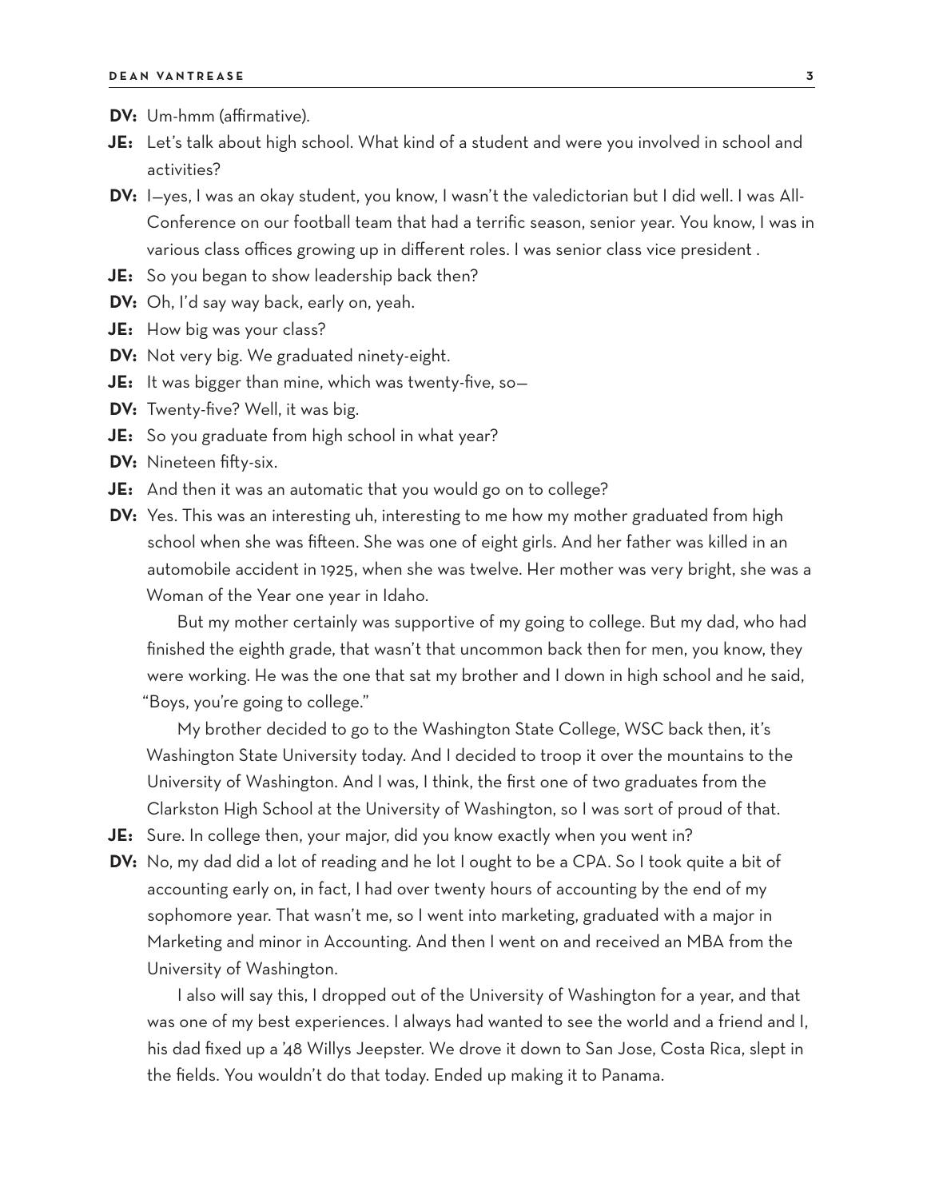**DV:** Um-hmm (affirmative).

**JE:** Let's talk about high school. What kind of a student and were you involved in school and activities?

**DV:** I—yes, I was an okay student, you know, I wasn't the valedictorian but I did well. I was All-Conference on our football team that had a terrific season, senior year. You know, I was in various class offices growing up in different roles. I was senior class vice president .

**JE:** So you began to show leadership back then?

**DV:** Oh, I'd say way back, early on, yeah.

**JE:** How big was your class?

**DV:** Not very big. We graduated ninety-eight.

**JE:** It was bigger than mine, which was twenty-five, so—

**DV:** Twenty-five? Well, it was big.

**JE:** So you graduate from high school in what year?

**DV:** Nineteen fifty-six.

**JE:** And then it was an automatic that you would go on to college?

**DV:** Yes. This was an interesting uh, interesting to me how my mother graduated from high school when she was fifteen. She was one of eight girls. And her father was killed in an automobile accident in 1925, when she was twelve. Her mother was very bright, she was a Woman of the Year one year in Idaho.

But my mother certainly was supportive of my going to college. But my dad, who had finished the eighth grade, that wasn't that uncommon back then for men, you know, they were working. He was the one that sat my brother and I down in high school and he said, "Boys, you're going to college."

My brother decided to go to the Washington State College, WSC back then, it's Washington State University today. And I decided to troop it over the mountains to the University of Washington. And I was, I think, the first one of two graduates from the Clarkston High School at the University of Washington, so I was sort of proud of that.

**JE:** Sure. In college then, your major, did you know exactly when you went in?

**DV:** No, my dad did a lot of reading and he lot I ought to be a CPA. So I took quite a bit of accounting early on, in fact, I had over twenty hours of accounting by the end of my sophomore year. That wasn't me, so I went into marketing, graduated with a major in Marketing and minor in Accounting. And then I went on and received an MBA from the University of Washington.

I also will say this, I dropped out of the University of Washington for a year, and that was one of my best experiences. I always had wanted to see the world and a friend and I, his dad fixed up a '48 Willys Jeepster. We drove it down to San Jose, Costa Rica, slept in the fields. You wouldn't do that today. Ended up making it to Panama.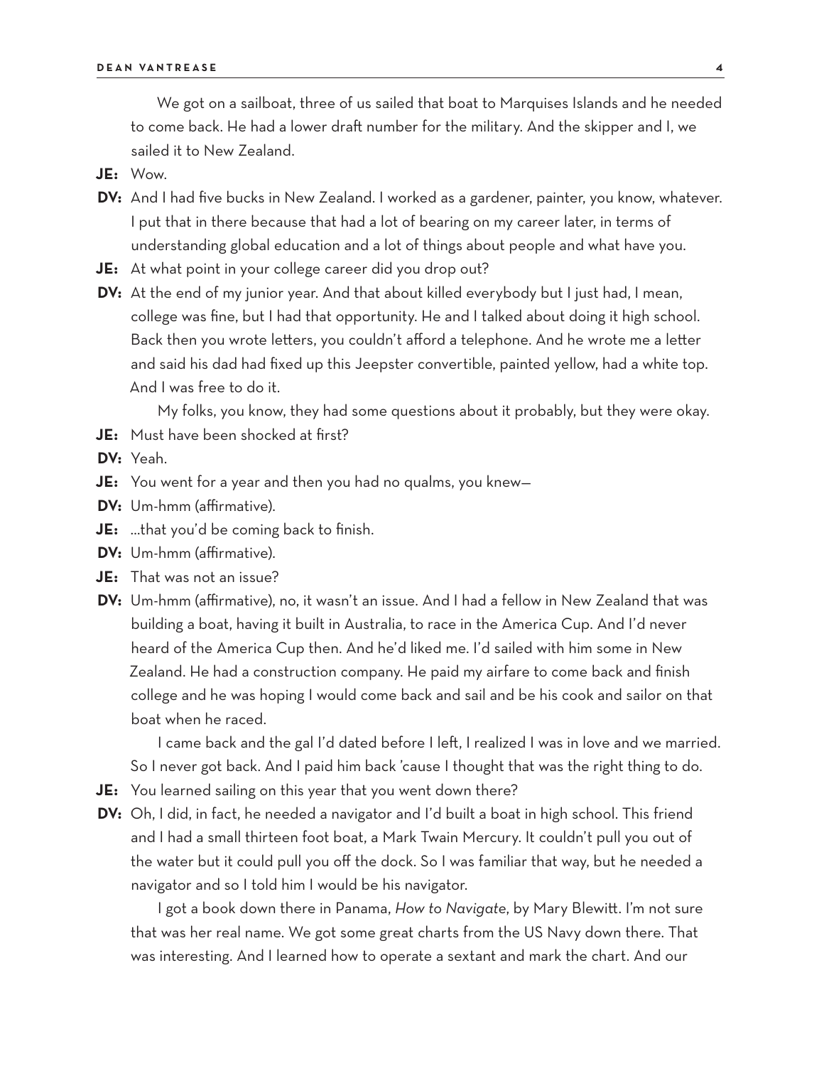We got on a sailboat, three of us sailed that boat to Marquises Islands and he needed to come back. He had a lower draft number for the military. And the skipper and I, we sailed it to New Zealand.

**JE:** Wow.

**DV:** And I had five bucks in New Zealand. I worked as a gardener, painter, you know, whatever. I put that in there because that had a lot of bearing on my career later, in terms of understanding global education and a lot of things about people and what have you.

**JE:** At what point in your college career did you drop out?

**DV:** At the end of my junior year. And that about killed everybody but I just had, I mean, college was fine, but I had that opportunity. He and I talked about doing it high school. Back then you wrote letters, you couldn't afford a telephone. And he wrote me a letter and said his dad had fixed up this Jeepster convertible, painted yellow, had a white top. And I was free to do it.

My folks, you know, they had some questions about it probably, but they were okay.

**JE:** Must have been shocked at first?

**DV:** Yeah.

**JE:** You went for a year and then you had no qualms, you knew—

**DV:** Um-hmm (affirmative).

**JE:** ...that you'd be coming back to finish.

**DV:** Um-hmm (affirmative).

**JE:** That was not an issue?

**DV:** Um-hmm (affirmative), no, it wasn't an issue. And I had a fellow in New Zealand that was building a boat, having it built in Australia, to race in the America Cup. And I'd never heard of the America Cup then. And he'd liked me. I'd sailed with him some in New Zealand. He had a construction company. He paid my airfare to come back and finish college and he was hoping I would come back and sail and be his cook and sailor on that boat when he raced.

I came back and the gal I'd dated before I left, I realized I was in love and we married. So I never got back. And I paid him back 'cause I thought that was the right thing to do.

**JE:** You learned sailing on this year that you went down there?

**DV:** Oh, I did, in fact, he needed a navigator and I'd built a boat in high school. This friend and I had a small thirteen foot boat, a Mark Twain Mercury. It couldn't pull you out of the water but it could pull you off the dock. So I was familiar that way, but he needed a navigator and so I told him I would be his navigator.

I got a book down there in Panama, *How to Navigate*, by Mary Blewitt. I'm not sure that was her real name. We got some great charts from the US Navy down there. That was interesting. And I learned how to operate a sextant and mark the chart. And our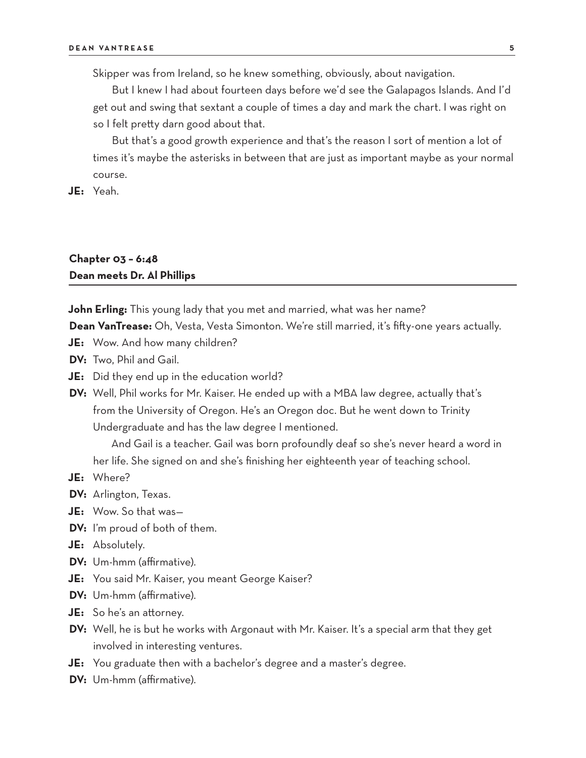Skipper was from Ireland, so he knew something, obviously, about navigation.

But I knew I had about fourteen days before we'd see the Galapagos Islands. And I'd get out and swing that sextant a couple of times a day and mark the chart. I was right on so I felt pretty darn good about that.

But that's a good growth experience and that's the reason I sort of mention a lot of times it's maybe the asterisks in between that are just as important maybe as your normal course.

**JE:** Yeah.

## Chapter 03 – 6:48
## Dean meets Dr. Al Phillips

**John Erling:** This young lady that you met and married, what was her name?

**Dean VanTrease:** Oh, Vesta, Vesta Simonton. We're still married, it's fifty-one years actually.

**JE:** Wow. And how many children?

**DV:** Two, Phil and Gail.

**JE:** Did they end up in the education world?

**DV:** Well, Phil works for Mr. Kaiser. He ended up with a MBA law degree, actually that's from the University of Oregon. He's an Oregon doc. But he went down to Trinity Undergraduate and has the law degree I mentioned.

And Gail is a teacher. Gail was born profoundly deaf so she's never heard a word in her life. She signed on and she's finishing her eighteenth year of teaching school.

**JE:** Where?

**DV:** Arlington, Texas.

**JE:** Wow. So that was—

**DV:** I'm proud of both of them.

**JE:** Absolutely.

**DV:** Um-hmm (affirmative).

**JE:** You said Mr. Kaiser, you meant George Kaiser?

**DV:** Um-hmm (affirmative).

**JE:** So he's an attorney.

**DV:** Well, he is but he works with Argonaut with Mr. Kaiser. It's a special arm that they get involved in interesting ventures.

**JE:** You graduate then with a bachelor's degree and a master's degree.

**DV:** Um-hmm (affirmative).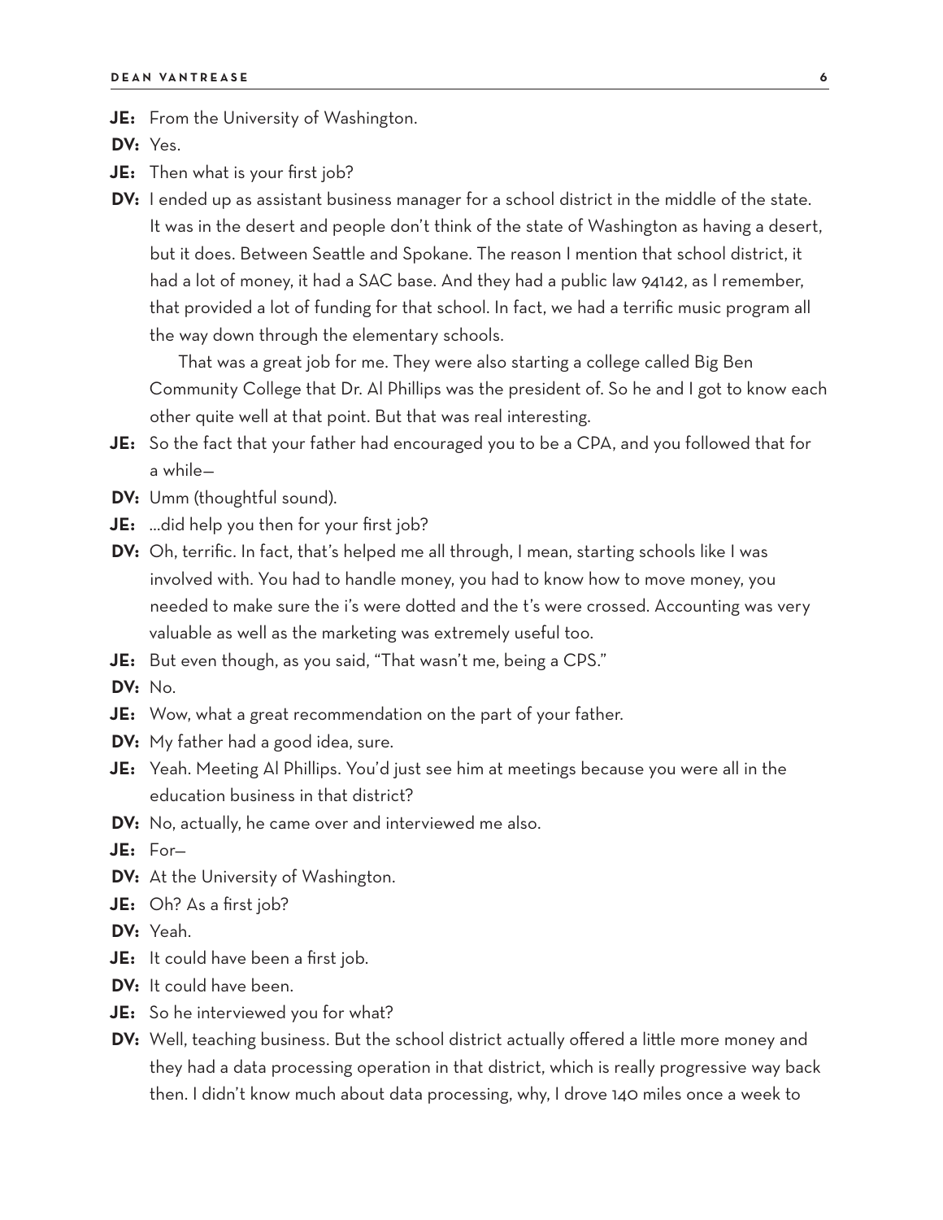**JE:** From the University of Washington.

**DV:** Yes.

**JE:** Then what is your first job?

**DV:** I ended up as assistant business manager for a school district in the middle of the state. It was in the desert and people don't think of the state of Washington as having a desert, but it does. Between Seattle and Spokane. The reason I mention that school district, it had a lot of money, it had a SAC base. And they had a public law 94142, as I remember, that provided a lot of funding for that school. In fact, we had a terrific music program all the way down through the elementary schools.

That was a great job for me. They were also starting a college called Big Ben Community College that Dr. Al Phillips was the president of. So he and I got to know each other quite well at that point. But that was real interesting.

**JE:** So the fact that your father had encouraged you to be a CPA, and you followed that for a while—

**DV:** Umm (thoughtful sound).

**JE:** …did help you then for your first job?

**DV:** Oh, terrific. In fact, that's helped me all through, I mean, starting schools like I was involved with. You had to handle money, you had to know how to move money, you needed to make sure the i's were dotted and the t's were crossed. Accounting was very valuable as well as the marketing was extremely useful too.

**JE:** But even though, as you said, "That wasn't me, being a CPS."

**DV:** No.

**JE:** Wow, what a great recommendation on the part of your father.

**DV:** My father had a good idea, sure.

**JE:** Yeah. Meeting Al Phillips. You'd just see him at meetings because you were all in the education business in that district?

**DV:** No, actually, he came over and interviewed me also.

**JE:** For—

**DV:** At the University of Washington.

**JE:** Oh? As a first job?

**DV:** Yeah.

**JE:** It could have been a first job.

**DV:** It could have been.

**JE:** So he interviewed you for what?

**DV:** Well, teaching business. But the school district actually offered a little more money and they had a data processing operation in that district, which is really progressive way back then. I didn't know much about data processing, why, I drove 140 miles once a week to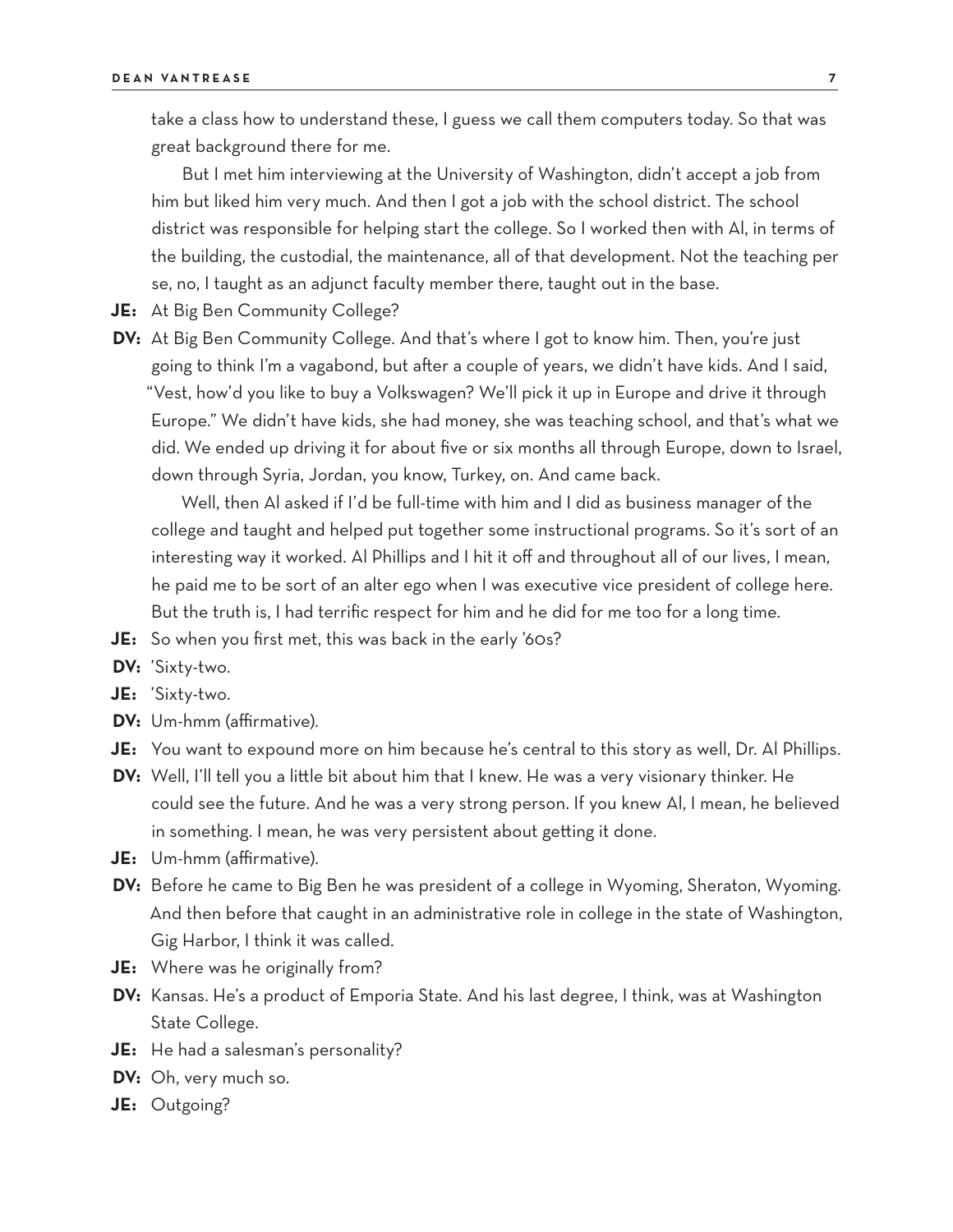take a class how to understand these, I guess we call them computers today. So that was great background there for me.

But I met him interviewing at the University of Washington, didn't accept a job from him but liked him very much. And then I got a job with the school district. The school district was responsible for helping start the college. So I worked then with Al, in terms of the building, the custodial, the maintenance, all of that development. Not the teaching per se, no, I taught as an adjunct faculty member there, taught out in the base.

**JE:** At Big Ben Community College?

**DV:** At Big Ben Community College. And that's where I got to know him. Then, you're just going to think I'm a vagabond, but after a couple of years, we didn't have kids. And I said, "Vest, how'd you like to buy a Volkswagen? We'll pick it up in Europe and drive it through Europe." We didn't have kids, she had money, she was teaching school, and that's what we did. We ended up driving it for about five or six months all through Europe, down to Israel, down through Syria, Jordan, you know, Turkey, on. And came back.

Well, then Al asked if I'd be full-time with him and I did as business manager of the college and taught and helped put together some instructional programs. So it's sort of an interesting way it worked. Al Phillips and I hit it off and throughout all of our lives, I mean, he paid me to be sort of an alter ego when I was executive vice president of college here. But the truth is, I had terrific respect for him and he did for me too for a long time.

**JE:** So when you first met, this was back in the early '60s?

**DV:** 'Sixty-two.

**JE:** 'Sixty-two.

**DV:** Um-hmm (affirmative).

**JE:** You want to expound more on him because he's central to this story as well, Dr. Al Phillips.

**DV:** Well, I'll tell you a little bit about him that I knew. He was a very visionary thinker. He could see the future. And he was a very strong person. If you knew Al, I mean, he believed in something. I mean, he was very persistent about getting it done.

**JE:** Um-hmm (affirmative).

**DV:** Before he came to Big Ben he was president of a college in Wyoming, Sheraton, Wyoming. And then before that caught in an administrative role in college in the state of Washington, Gig Harbor, I think it was called.

**JE:** Where was he originally from?

**DV:** Kansas. He's a product of Emporia State. And his last degree, I think, was at Washington State College.

**JE:** He had a salesman's personality?

**DV:** Oh, very much so.

**JE:** Outgoing?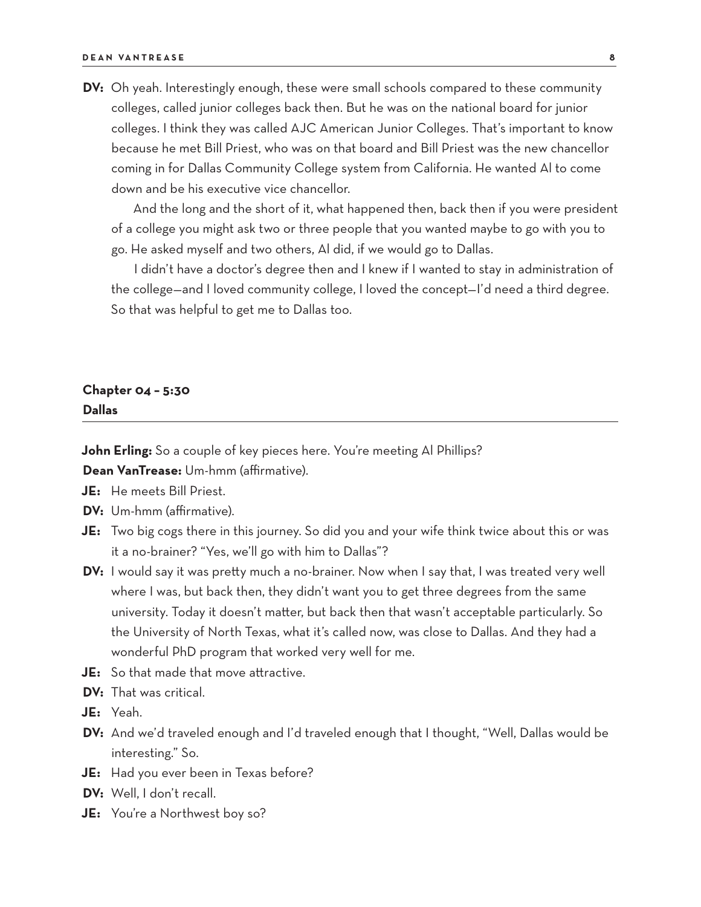**DV:** Oh yeah. Interestingly enough, these were small schools compared to these community colleges, called junior colleges back then. But he was on the national board for junior colleges. I think they was called AJC American Junior Colleges. That's important to know because he met Bill Priest, who was on that board and Bill Priest was the new chancellor coming in for Dallas Community College system from California. He wanted Al to come down and be his executive vice chancellor.

And the long and the short of it, what happened then, back then if you were president of a college you might ask two or three people that you wanted maybe to go with you to go. He asked myself and two others, Al did, if we would go to Dallas.

I didn't have a doctor's degree then and I knew if I wanted to stay in administration of the college—and I loved community college, I loved the concept—I'd need a third degree. So that was helpful to get me to Dallas too.

## Chapter 04 – 5:30
## Dallas

**John Erling:** So a couple of key pieces here. You're meeting Al Phillips?

**Dean VanTrease:** Um-hmm (affirmative).

**JE:** He meets Bill Priest.

**DV:** Um-hmm (affirmative).

**JE:** Two big cogs there in this journey. So did you and your wife think twice about this or was it a no-brainer? "Yes, we'll go with him to Dallas"?

**DV:** I would say it was pretty much a no-brainer. Now when I say that, I was treated very well where I was, but back then, they didn't want you to get three degrees from the same university. Today it doesn't matter, but back then that wasn't acceptable particularly. So the University of North Texas, what it's called now, was close to Dallas. And they had a wonderful PhD program that worked very well for me.

**JE:** So that made that move attractive.

**DV:** That was critical.

**JE:** Yeah.

**DV:** And we'd traveled enough and I'd traveled enough that I thought, "Well, Dallas would be interesting." So.

**JE:** Had you ever been in Texas before?

**DV:** Well, I don't recall.

**JE:** You're a Northwest boy so?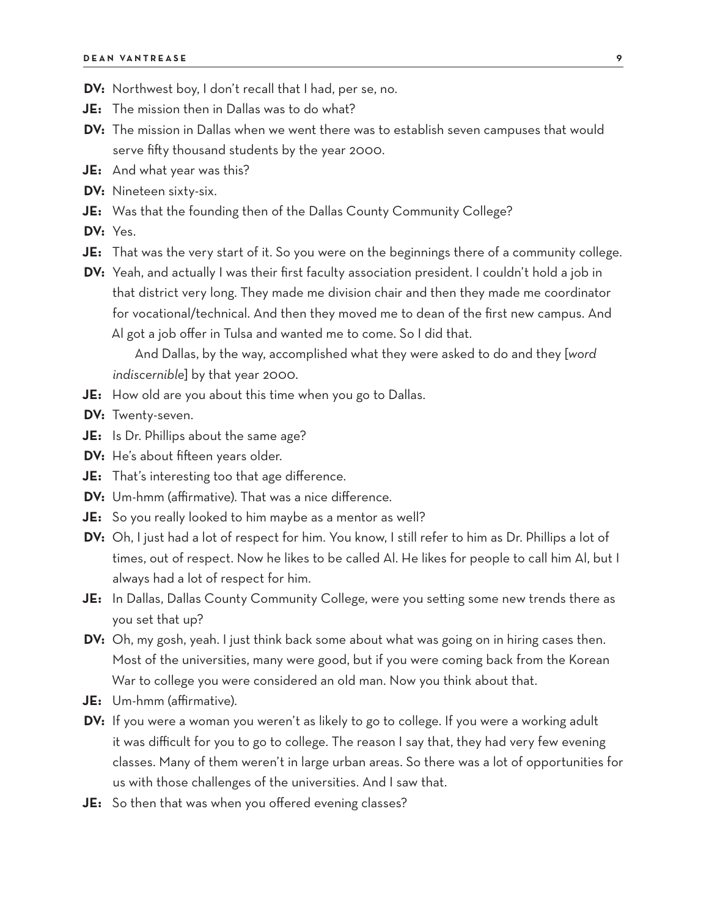**DV:** Northwest boy, I don't recall that I had, per se, no.

**JE:** The mission then in Dallas was to do what?

**DV:** The mission in Dallas when we went there was to establish seven campuses that would serve fifty thousand students by the year 2000.

**JE:** And what year was this?

**DV:** Nineteen sixty-six.

**JE:** Was that the founding then of the Dallas County Community College?

**DV:** Yes.

**JE:** That was the very start of it. So you were on the beginnings there of a community college.

**DV:** Yeah, and actually I was their first faculty association president. I couldn't hold a job in that district very long. They made me division chair and then they made me coordinator for vocational/technical. And then they moved me to dean of the first new campus. And Al got a job offer in Tulsa and wanted me to come. So I did that.

And Dallas, by the way, accomplished what they were asked to do and they [*word indiscernible*] by that year 2000.

**JE:** How old are you about this time when you go to Dallas.

**DV:** Twenty-seven.

**JE:** Is Dr. Phillips about the same age?

**DV:** He's about fifteen years older.

**JE:** That's interesting too that age difference.

**DV:** Um-hmm (affirmative). That was a nice difference.

**JE:** So you really looked to him maybe as a mentor as well?

**DV:** Oh, I just had a lot of respect for him. You know, I still refer to him as Dr. Phillips a lot of times, out of respect. Now he likes to be called Al. He likes for people to call him Al, but I always had a lot of respect for him.

**JE:** In Dallas, Dallas County Community College, were you setting some new trends there as you set that up?

**DV:** Oh, my gosh, yeah. I just think back some about what was going on in hiring cases then. Most of the universities, many were good, but if you were coming back from the Korean War to college you were considered an old man. Now you think about that.

**JE:** Um-hmm (affirmative).

**DV:** If you were a woman you weren't as likely to go to college. If you were a working adult it was difficult for you to go to college. The reason I say that, they had very few evening classes. Many of them weren't in large urban areas. So there was a lot of opportunities for us with those challenges of the universities. And I saw that.

**JE:** So then that was when you offered evening classes?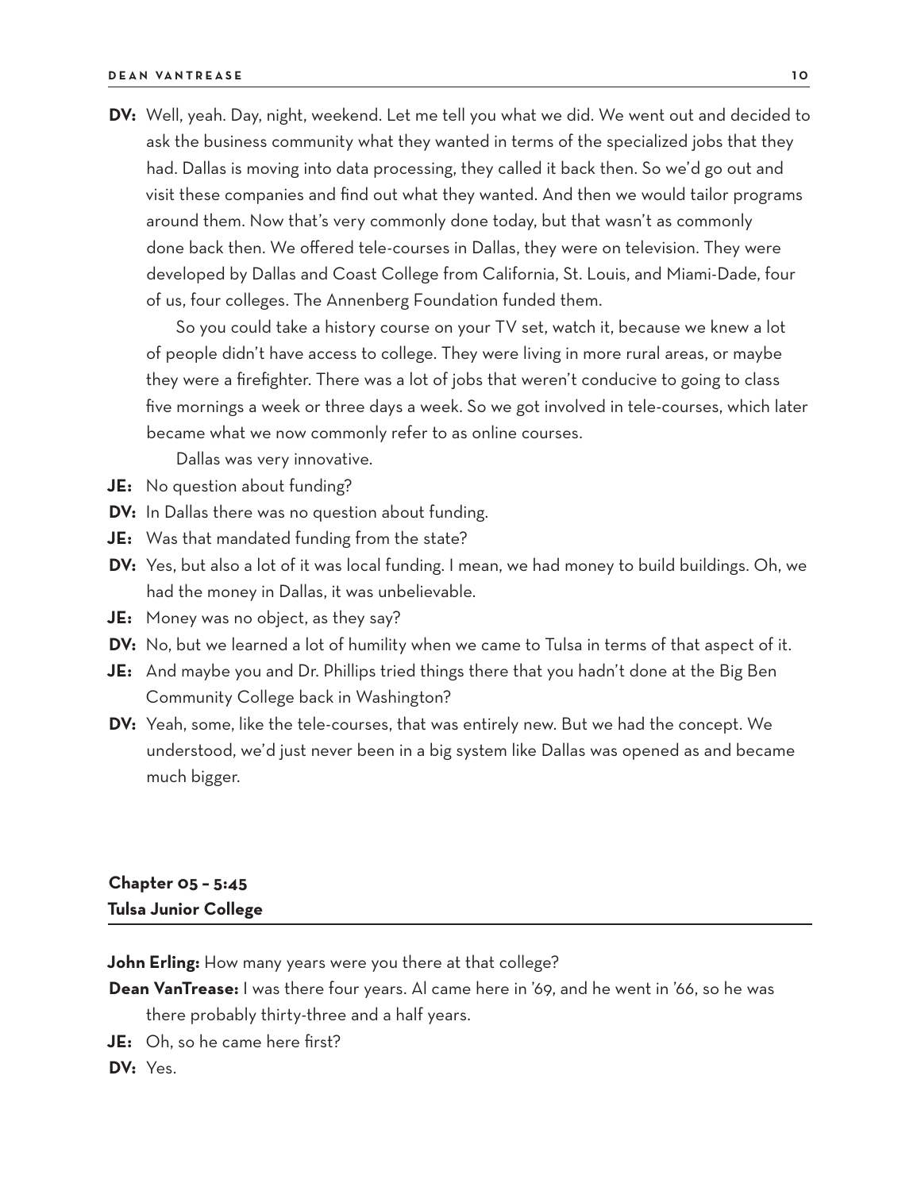**DV:** Well, yeah. Day, night, weekend. Let me tell you what we did. We went out and decided to ask the business community what they wanted in terms of the specialized jobs that they had. Dallas is moving into data processing, they called it back then. So we'd go out and visit these companies and find out what they wanted. And then we would tailor programs around them. Now that's very commonly done today, but that wasn't as commonly done back then. We offered tele-courses in Dallas, they were on television. They were developed by Dallas and Coast College from California, St. Louis, and Miami-Dade, four of us, four colleges. The Annenberg Foundation funded them.

So you could take a history course on your TV set, watch it, because we knew a lot of people didn't have access to college. They were living in more rural areas, or maybe they were a firefighter. There was a lot of jobs that weren't conducive to going to class five mornings a week or three days a week. So we got involved in tele-courses, which later became what we now commonly refer to as online courses.

Dallas was very innovative.

**JE:** No question about funding?

**DV:** In Dallas there was no question about funding.

**JE:** Was that mandated funding from the state?

**DV:** Yes, but also a lot of it was local funding. I mean, we had money to build buildings. Oh, we had the money in Dallas, it was unbelievable.

**JE:** Money was no object, as they say?

**DV:** No, but we learned a lot of humility when we came to Tulsa in terms of that aspect of it.

**JE:** And maybe you and Dr. Phillips tried things there that you hadn't done at the Big Ben Community College back in Washington?

**DV:** Yeah, some, like the tele-courses, that was entirely new. But we had the concept. We understood, we'd just never been in a big system like Dallas was opened as and became much bigger.

## Chapter 05 – 5:45
## Tulsa Junior College

**John Erling:** How many years were you there at that college?

**Dean VanTrease:** I was there four years. Al came here in '69, and he went in '66, so he was there probably thirty-three and a half years.

**JE:** Oh, so he came here first?

**DV:** Yes.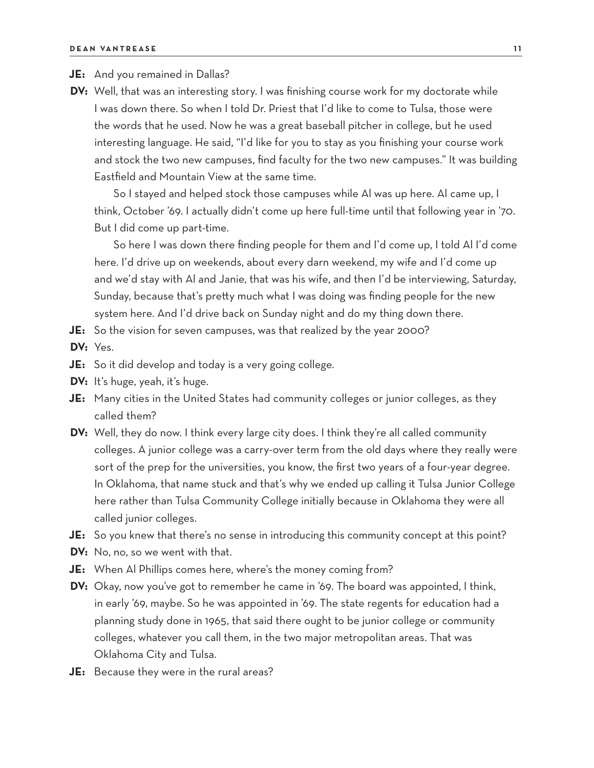**JE:** And you remained in Dallas?

**DV:** Well, that was an interesting story. I was finishing course work for my doctorate while I was down there. So when I told Dr. Priest that I'd like to come to Tulsa, those were the words that he used. Now he was a great baseball pitcher in college, but he used interesting language. He said, "I'd like for you to stay as you finishing your course work and stock the two new campuses, find faculty for the two new campuses." It was building Eastfield and Mountain View at the same time.

So I stayed and helped stock those campuses while Al was up here. Al came up, I think, October '69. I actually didn't come up here full-time until that following year in '70. But I did come up part-time.

So here I was down there finding people for them and I'd come up, I told Al I'd come here. I'd drive up on weekends, about every darn weekend, my wife and I'd come up and we'd stay with Al and Janie, that was his wife, and then I'd be interviewing, Saturday, Sunday, because that's pretty much what I was doing was finding people for the new system here. And I'd drive back on Sunday night and do my thing down there.

**JE:** So the vision for seven campuses, was that realized by the year 2000?

**DV:** Yes.

**JE:** So it did develop and today is a very going college.

**DV:** It's huge, yeah, it's huge.

**JE:** Many cities in the United States had community colleges or junior colleges, as they called them?

**DV:** Well, they do now. I think every large city does. I think they're all called community colleges. A junior college was a carry-over term from the old days where they really were sort of the prep for the universities, you know, the first two years of a four-year degree. In Oklahoma, that name stuck and that's why we ended up calling it Tulsa Junior College here rather than Tulsa Community College initially because in Oklahoma they were all called junior colleges.

**JE:** So you knew that there's no sense in introducing this community concept at this point?

**DV:** No, no, so we went with that.

**JE:** When Al Phillips comes here, where's the money coming from?

**DV:** Okay, now you've got to remember he came in '69. The board was appointed, I think, in early '69, maybe. So he was appointed in '69. The state regents for education had a planning study done in 1965, that said there ought to be junior college or community colleges, whatever you call them, in the two major metropolitan areas. That was Oklahoma City and Tulsa.

**JE:** Because they were in the rural areas?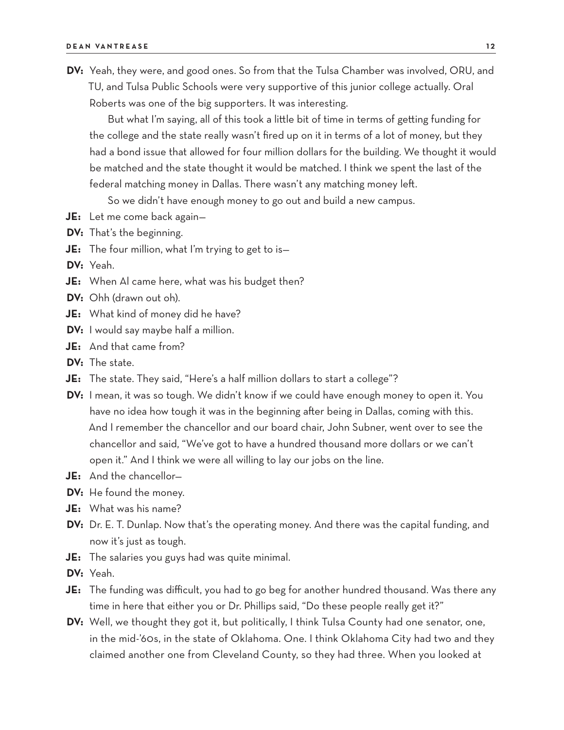**DV:** Yeah, they were, and good ones. So from that the Tulsa Chamber was involved, ORU, and TU, and Tulsa Public Schools were very supportive of this junior college actually. Oral Roberts was one of the big supporters. It was interesting.

But what I'm saying, all of this took a little bit of time in terms of getting funding for the college and the state really wasn't fired up on it in terms of a lot of money, but they had a bond issue that allowed for four million dollars for the building. We thought it would be matched and the state thought it would be matched. I think we spent the last of the federal matching money in Dallas. There wasn't any matching money left.

So we didn't have enough money to go out and build a new campus.

**JE:** Let me come back again—

**DV:** That's the beginning.

**JE:** The four million, what I'm trying to get to is—

**DV:** Yeah.

**JE:** When Al came here, what was his budget then?

**DV:** Ohh (drawn out oh).

**JE:** What kind of money did he have?

**DV:** I would say maybe half a million.

**JE:** And that came from?

**DV:** The state.

**JE:** The state. They said, "Here's a half million dollars to start a college"?

**DV:** I mean, it was so tough. We didn't know if we could have enough money to open it. You have no idea how tough it was in the beginning after being in Dallas, coming with this. And I remember the chancellor and our board chair, John Subner, went over to see the chancellor and said, "We've got to have a hundred thousand more dollars or we can't open it." And I think we were all willing to lay our jobs on the line.

**JE:** And the chancellor—

**DV:** He found the money.

**JE:** What was his name?

**DV:** Dr. E. T. Dunlap. Now that's the operating money. And there was the capital funding, and now it's just as tough.

**JE:** The salaries you guys had was quite minimal.

**DV:** Yeah.

**JE:** The funding was difficult, you had to go beg for another hundred thousand. Was there any time in here that either you or Dr. Phillips said, "Do these people really get it?"

**DV:** Well, we thought they got it, but politically, I think Tulsa County had one senator, one, in the mid-'60s, in the state of Oklahoma. One. I think Oklahoma City had two and they claimed another one from Cleveland County, so they had three. When you looked at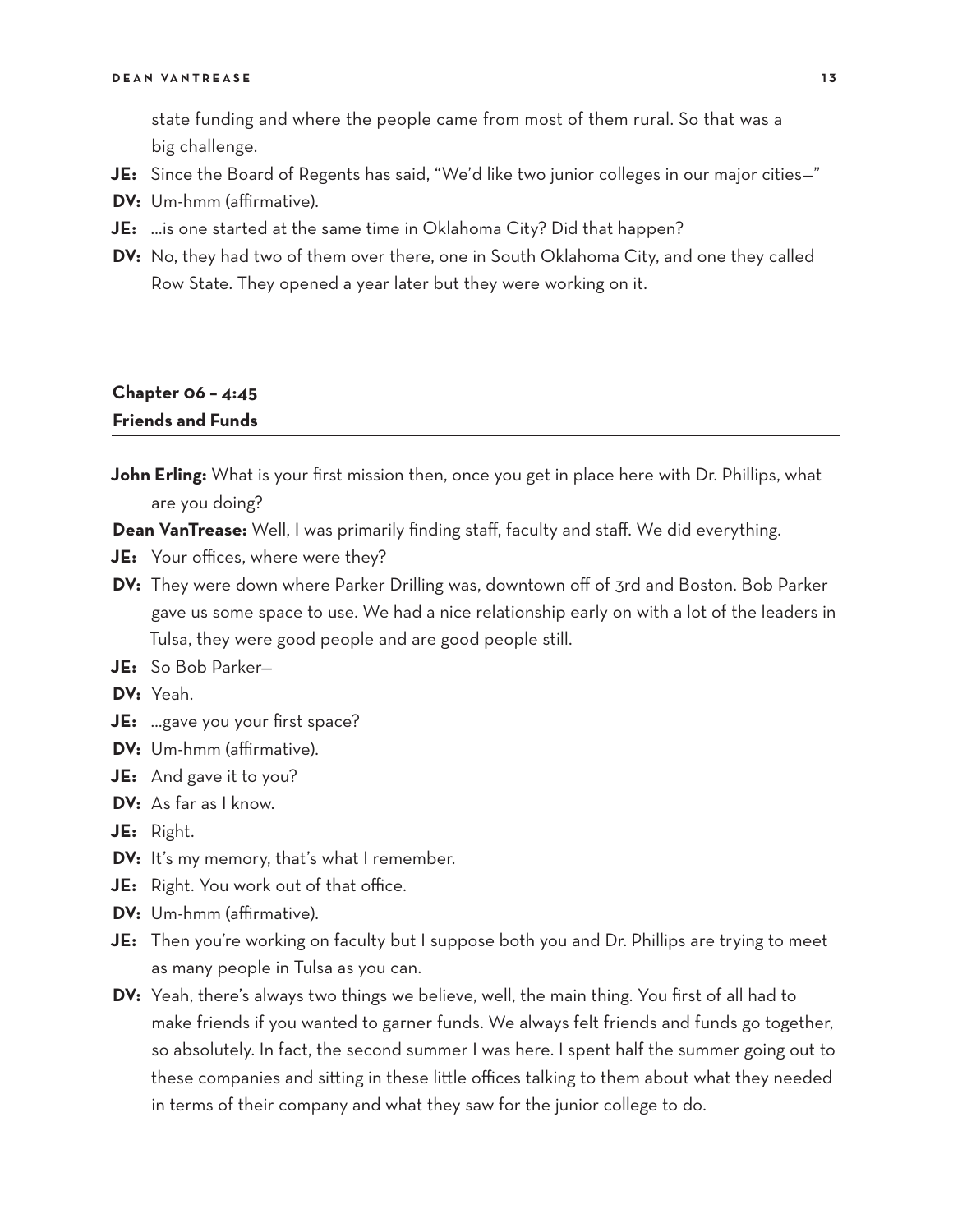state funding and where the people came from most of them rural. So that was a big challenge.

**JE:** Since the Board of Regents has said, "We'd like two junior colleges in our major cities—"

**DV:** Um-hmm (affirmative).

**JE:** …is one started at the same time in Oklahoma City? Did that happen?

**DV:** No, they had two of them over there, one in South Oklahoma City, and one they called Row State. They opened a year later but they were working on it.

## Chapter 06 – 4:45
## Friends and Funds

**John Erling:** What is your first mission then, once you get in place here with Dr. Phillips, what are you doing?

**Dean VanTrease:** Well, I was primarily finding staff, faculty and staff. We did everything.

**JE:** Your offices, where were they?

**DV:** They were down where Parker Drilling was, downtown off of 3rd and Boston. Bob Parker gave us some space to use. We had a nice relationship early on with a lot of the leaders in Tulsa, they were good people and are good people still.

**JE:** So Bob Parker—

**DV:** Yeah.

**JE:** …gave you your first space?

**DV:** Um-hmm (affirmative).

**JE:** And gave it to you?

**DV:** As far as I know.

**JE:** Right.

**DV:** It's my memory, that's what I remember.

**JE:** Right. You work out of that office.

**DV:** Um-hmm (affirmative).

**JE:** Then you're working on faculty but I suppose both you and Dr. Phillips are trying to meet as many people in Tulsa as you can.

**DV:** Yeah, there's always two things we believe, well, the main thing. You first of all had to make friends if you wanted to garner funds. We always felt friends and funds go together, so absolutely. In fact, the second summer I was here. I spent half the summer going out to these companies and sitting in these little offices talking to them about what they needed in terms of their company and what they saw for the junior college to do.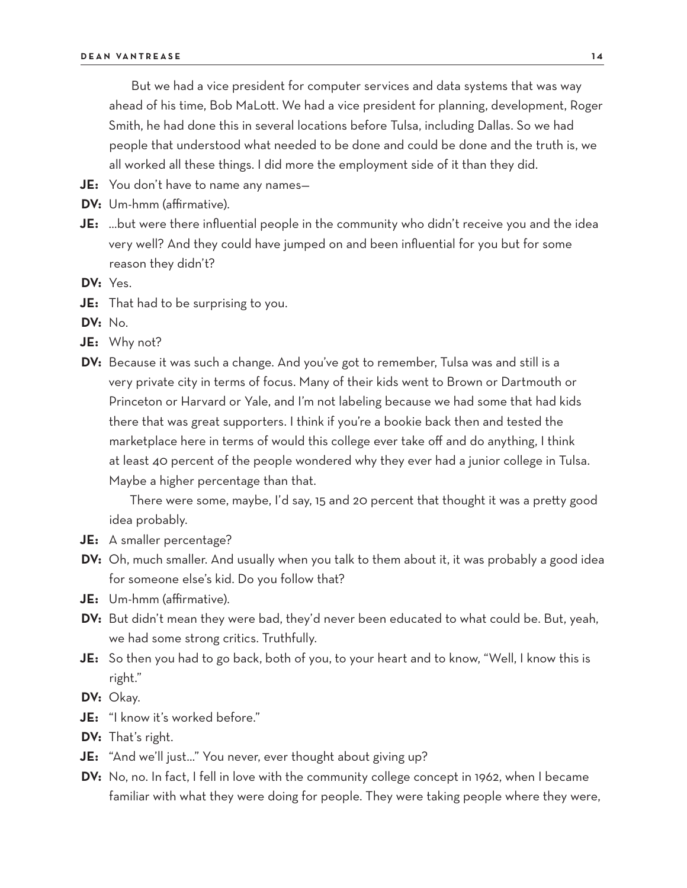But we had a vice president for computer services and data systems that was way ahead of his time, Bob MaLott. We had a vice president for planning, development, Roger Smith, he had done this in several locations before Tulsa, including Dallas. So we had people that understood what needed to be done and could be done and the truth is, we all worked all these things. I did more the employment side of it than they did.

**JE:** You don't have to name any names—

**DV:** Um-hmm (affirmative).

**JE:** …but were there influential people in the community who didn't receive you and the idea very well? And they could have jumped on and been influential for you but for some reason they didn't?

**DV:** Yes.

**JE:** That had to be surprising to you.

**DV:** No.

**JE:** Why not?

**DV:** Because it was such a change. And you've got to remember, Tulsa was and still is a very private city in terms of focus. Many of their kids went to Brown or Dartmouth or Princeton or Harvard or Yale, and I'm not labeling because we had some that had kids there that was great supporters. I think if you're a bookie back then and tested the marketplace here in terms of would this college ever take off and do anything, I think at least 40 percent of the people wondered why they ever had a junior college in Tulsa. Maybe a higher percentage than that.

There were some, maybe, I'd say, 15 and 20 percent that thought it was a pretty good idea probably.

**JE:** A smaller percentage?

**DV:** Oh, much smaller. And usually when you talk to them about it, it was probably a good idea for someone else's kid. Do you follow that?

**JE:** Um-hmm (affirmative).

**DV:** But didn't mean they were bad, they'd never been educated to what could be. But, yeah, we had some strong critics. Truthfully.

**JE:** So then you had to go back, both of you, to your heart and to know, "Well, I know this is right."

**DV:** Okay.

**JE:** "I know it's worked before."

**DV:** That's right.

**JE:** "And we'll just…" You never, ever thought about giving up?

**DV:** No, no. In fact, I fell in love with the community college concept in 1962, when I became familiar with what they were doing for people. They were taking people where they were,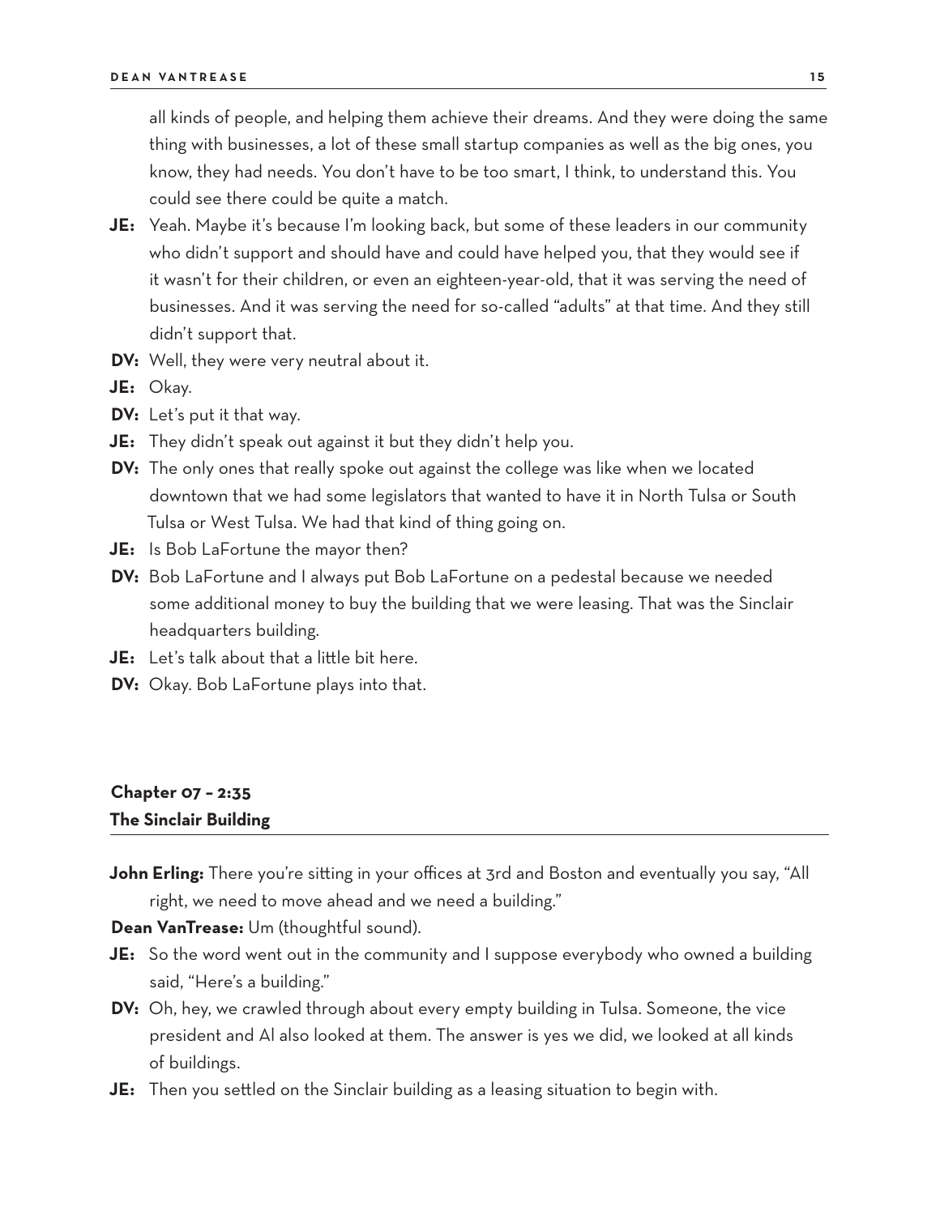all kinds of people, and helping them achieve their dreams. And they were doing the same thing with businesses, a lot of these small startup companies as well as the big ones, you know, they had needs. You don't have to be too smart, I think, to understand this. You could see there could be quite a match.

**JE:** Yeah. Maybe it's because I'm looking back, but some of these leaders in our community who didn't support and should have and could have helped you, that they would see if it wasn't for their children, or even an eighteen-year-old, that it was serving the need of businesses. And it was serving the need for so-called "adults" at that time. And they still didn't support that.

**DV:** Well, they were very neutral about it.

**JE:** Okay.

**DV:** Let's put it that way.

**JE:** They didn't speak out against it but they didn't help you.

**DV:** The only ones that really spoke out against the college was like when we located downtown that we had some legislators that wanted to have it in North Tulsa or South Tulsa or West Tulsa. We had that kind of thing going on.

**JE:** Is Bob LaFortune the mayor then?

**DV:** Bob LaFortune and I always put Bob LaFortune on a pedestal because we needed some additional money to buy the building that we were leasing. That was the Sinclair headquarters building.

**JE:** Let's talk about that a little bit here.

**DV:** Okay. Bob LaFortune plays into that.

## Chapter 07 – 2:35
## The Sinclair Building

**John Erling:** There you're sitting in your offices at 3rd and Boston and eventually you say, "All right, we need to move ahead and we need a building."

**Dean VanTrease:** Um (thoughtful sound).

**JE:** So the word went out in the community and I suppose everybody who owned a building said, "Here's a building."

**DV:** Oh, hey, we crawled through about every empty building in Tulsa. Someone, the vice president and Al also looked at them. The answer is yes we did, we looked at all kinds of buildings.

**JE:** Then you settled on the Sinclair building as a leasing situation to begin with.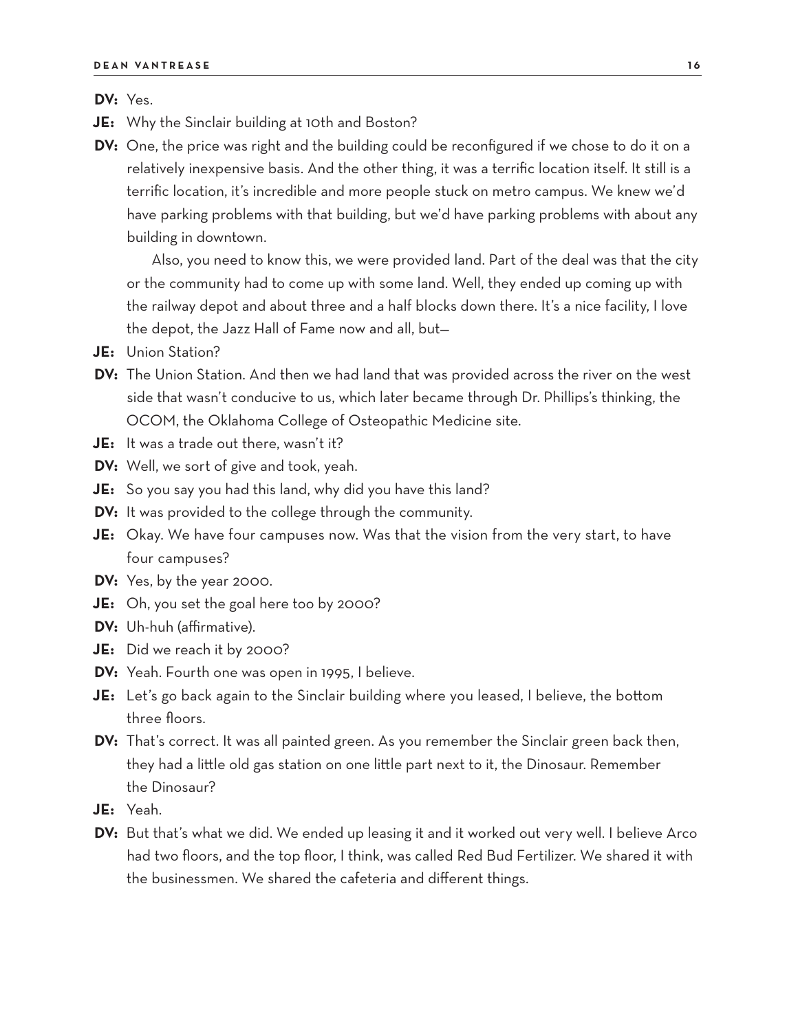**DV:** Yes.

**JE:** Why the Sinclair building at 10th and Boston?

**DV:** One, the price was right and the building could be reconfigured if we chose to do it on a relatively inexpensive basis. And the other thing, it was a terrific location itself. It still is a terrific location, it's incredible and more people stuck on metro campus. We knew we'd have parking problems with that building, but we'd have parking problems with about any building in downtown.

Also, you need to know this, we were provided land. Part of the deal was that the city or the community had to come up with some land. Well, they ended up coming up with the railway depot and about three and a half blocks down there. It's a nice facility, I love the depot, the Jazz Hall of Fame now and all, but—

**JE:** Union Station?

**DV:** The Union Station. And then we had land that was provided across the river on the west side that wasn't conducive to us, which later became through Dr. Phillips's thinking, the OCOM, the Oklahoma College of Osteopathic Medicine site.

**JE:** It was a trade out there, wasn't it?

**DV:** Well, we sort of give and took, yeah.

**JE:** So you say you had this land, why did you have this land?

**DV:** It was provided to the college through the community.

**JE:** Okay. We have four campuses now. Was that the vision from the very start, to have four campuses?

**DV:** Yes, by the year 2000.

**JE:** Oh, you set the goal here too by 2000?

**DV:** Uh-huh (affirmative).

**JE:** Did we reach it by 2000?

**DV:** Yeah. Fourth one was open in 1995, I believe.

**JE:** Let's go back again to the Sinclair building where you leased, I believe, the bottom three floors.

**DV:** That's correct. It was all painted green. As you remember the Sinclair green back then, they had a little old gas station on one little part next to it, the Dinosaur. Remember the Dinosaur?

**JE:** Yeah.

**DV:** But that's what we did. We ended up leasing it and it worked out very well. I believe Arco had two floors, and the top floor, I think, was called Red Bud Fertilizer. We shared it with the businessmen. We shared the cafeteria and different things.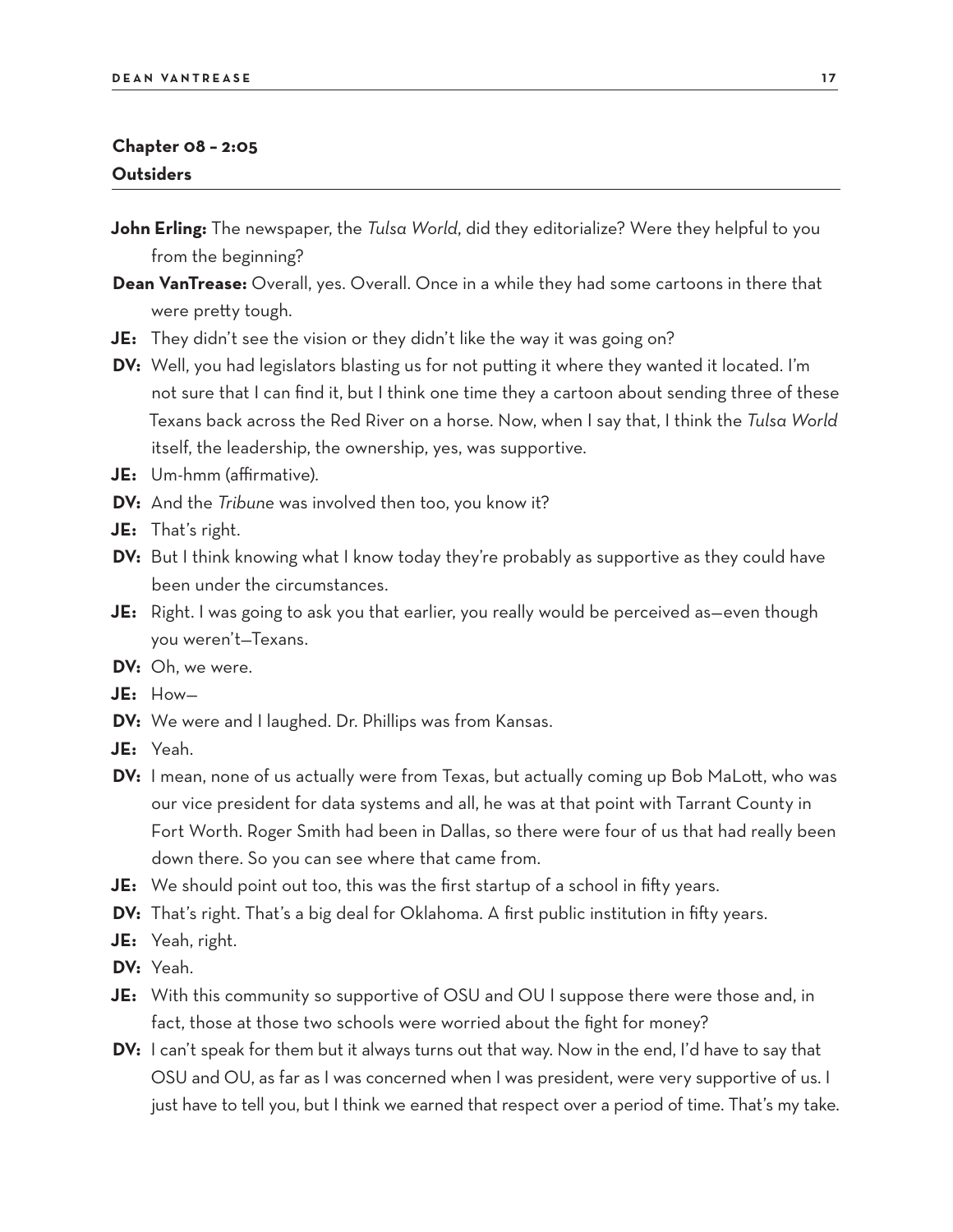## Chapter 08 – 2:05
## Outsiders

**John Erling:** The newspaper, the *Tulsa World*, did they editorialize? Were they helpful to you from the beginning?

**Dean VanTrease:** Overall, yes. Overall. Once in a while they had some cartoons in there that were pretty tough.

**JE:** They didn't see the vision or they didn't like the way it was going on?

**DV:** Well, you had legislators blasting us for not putting it where they wanted it located. I'm not sure that I can find it, but I think one time they a cartoon about sending three of these Texans back across the Red River on a horse. Now, when I say that, I think the *Tulsa World* itself, the leadership, the ownership, yes, was supportive.

**JE:** Um-hmm (affirmative).

**DV:** And the *Tribune* was involved then too, you know it?

**JE:** That's right.

**DV:** But I think knowing what I know today they're probably as supportive as they could have been under the circumstances.

**JE:** Right. I was going to ask you that earlier, you really would be perceived as—even though you weren't—Texans.

**DV:** Oh, we were.

**JE:** How—

**DV:** We were and I laughed. Dr. Phillips was from Kansas.

**JE:** Yeah.

**DV:** I mean, none of us actually were from Texas, but actually coming up Bob MaLott, who was our vice president for data systems and all, he was at that point with Tarrant County in Fort Worth. Roger Smith had been in Dallas, so there were four of us that had really been down there. So you can see where that came from.

**JE:** We should point out too, this was the first startup of a school in fifty years.

**DV:** That's right. That's a big deal for Oklahoma. A first public institution in fifty years.

**JE:** Yeah, right.

**DV:** Yeah.

**JE:** With this community so supportive of OSU and OU I suppose there were those and, in fact, those at those two schools were worried about the fight for money?

**DV:** I can't speak for them but it always turns out that way. Now in the end, I'd have to say that OSU and OU, as far as I was concerned when I was president, were very supportive of us. I just have to tell you, but I think we earned that respect over a period of time. That's my take.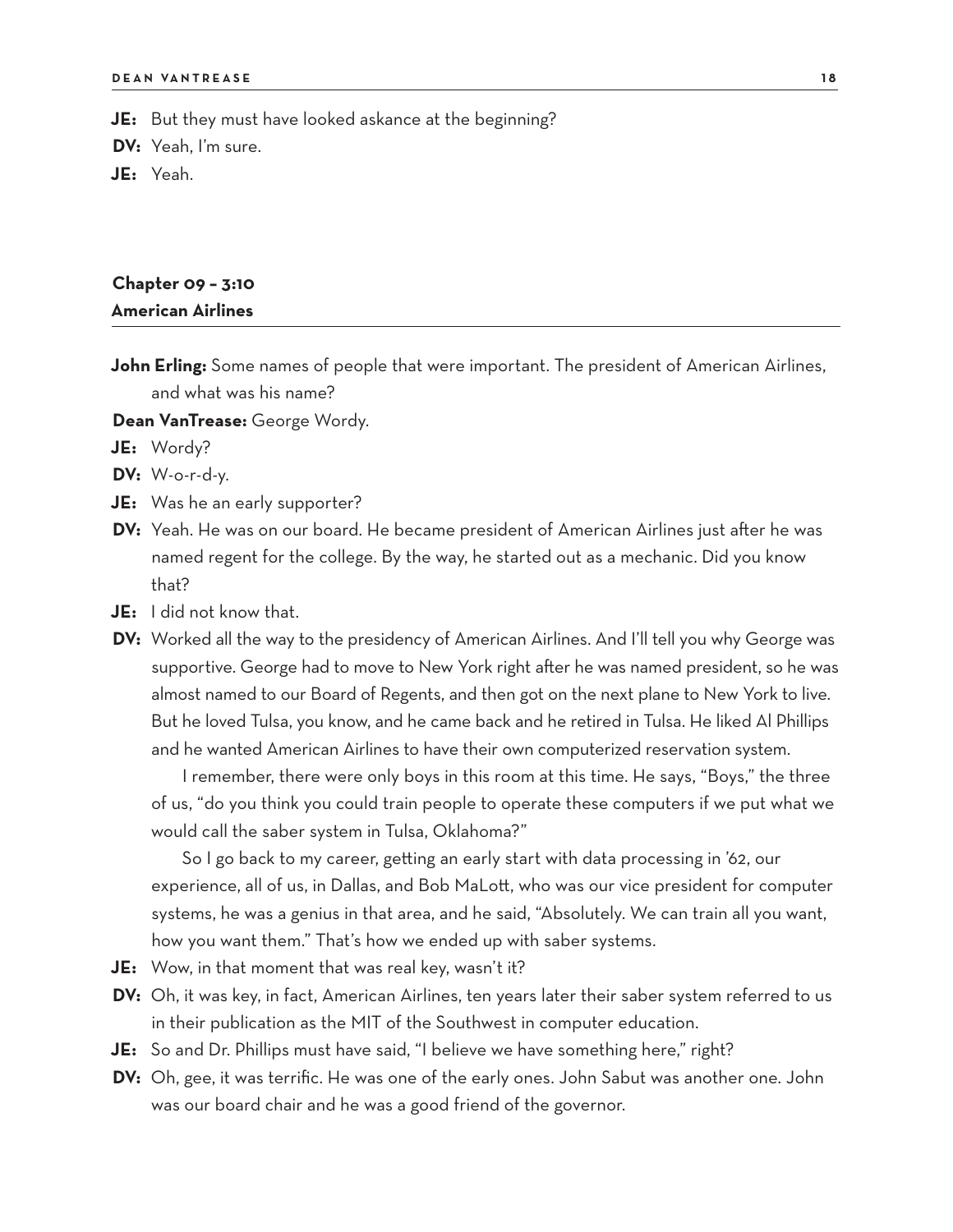**JE:** But they must have looked askance at the beginning?

**DV:** Yeah, I'm sure.

**JE:** Yeah.

## Chapter 09 – 3:10
## American Airlines

**John Erling:** Some names of people that were important. The president of American Airlines, and what was his name?

**Dean VanTrease:** George Wordy.

**JE:** Wordy?

**DV:** W-o-r-d-y.

**JE:** Was he an early supporter?

**DV:** Yeah. He was on our board. He became president of American Airlines just after he was named regent for the college. By the way, he started out as a mechanic. Did you know that?

**JE:** I did not know that.

**DV:** Worked all the way to the presidency of American Airlines. And I'll tell you why George was supportive. George had to move to New York right after he was named president, so he was almost named to our Board of Regents, and then got on the next plane to New York to live. But he loved Tulsa, you know, and he came back and he retired in Tulsa. He liked Al Phillips and he wanted American Airlines to have their own computerized reservation system.

I remember, there were only boys in this room at this time. He says, "Boys," the three of us, "do you think you could train people to operate these computers if we put what we would call the saber system in Tulsa, Oklahoma?"

So I go back to my career, getting an early start with data processing in '62, our experience, all of us, in Dallas, and Bob MaLott, who was our vice president for computer systems, he was a genius in that area, and he said, "Absolutely. We can train all you want, how you want them." That's how we ended up with saber systems.

**JE:** Wow, in that moment that was real key, wasn't it?

**DV:** Oh, it was key, in fact, American Airlines, ten years later their saber system referred to us in their publication as the MIT of the Southwest in computer education.

**JE:** So and Dr. Phillips must have said, "I believe we have something here," right?

**DV:** Oh, gee, it was terrific. He was one of the early ones. John Sabut was another one. John was our board chair and he was a good friend of the governor.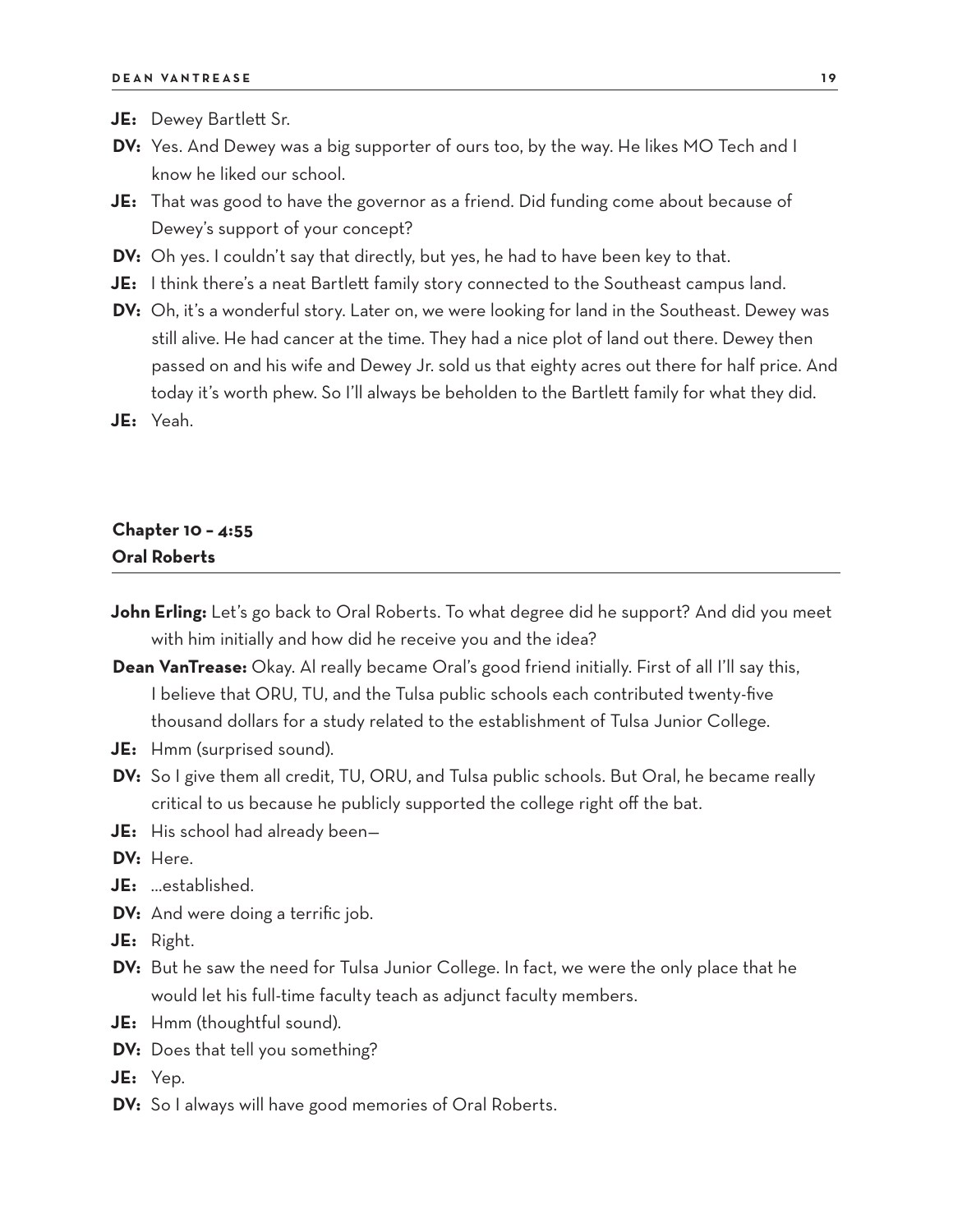**JE:** Dewey Bartlett Sr.

**DV:** Yes. And Dewey was a big supporter of ours too, by the way. He likes MO Tech and I know he liked our school.

**JE:** That was good to have the governor as a friend. Did funding come about because of Dewey's support of your concept?

**DV:** Oh yes. I couldn't say that directly, but yes, he had to have been key to that.

**JE:** I think there's a neat Bartlett family story connected to the Southeast campus land.

**DV:** Oh, it's a wonderful story. Later on, we were looking for land in the Southeast. Dewey was still alive. He had cancer at the time. They had a nice plot of land out there. Dewey then passed on and his wife and Dewey Jr. sold us that eighty acres out there for half price. And today it's worth phew. So I'll always be beholden to the Bartlett family for what they did.

**JE:** Yeah.

## Chapter 10 – 4:55
## Oral Roberts

**John Erling:** Let's go back to Oral Roberts. To what degree did he support? And did you meet with him initially and how did he receive you and the idea?

**Dean VanTrease:** Okay. Al really became Oral's good friend initially. First of all I'll say this, I believe that ORU, TU, and the Tulsa public schools each contributed twenty-five thousand dollars for a study related to the establishment of Tulsa Junior College.

**JE:** Hmm (surprised sound).

**DV:** So I give them all credit, TU, ORU, and Tulsa public schools. But Oral, he became really critical to us because he publicly supported the college right off the bat.

**JE:** His school had already been—

**DV:** Here.

**JE:** ...established.

**DV:** And were doing a terrific job.

**JE:** Right.

**DV:** But he saw the need for Tulsa Junior College. In fact, we were the only place that he would let his full-time faculty teach as adjunct faculty members.

**JE:** Hmm (thoughtful sound).

**DV:** Does that tell you something?

**JE:** Yep.

**DV:** So I always will have good memories of Oral Roberts.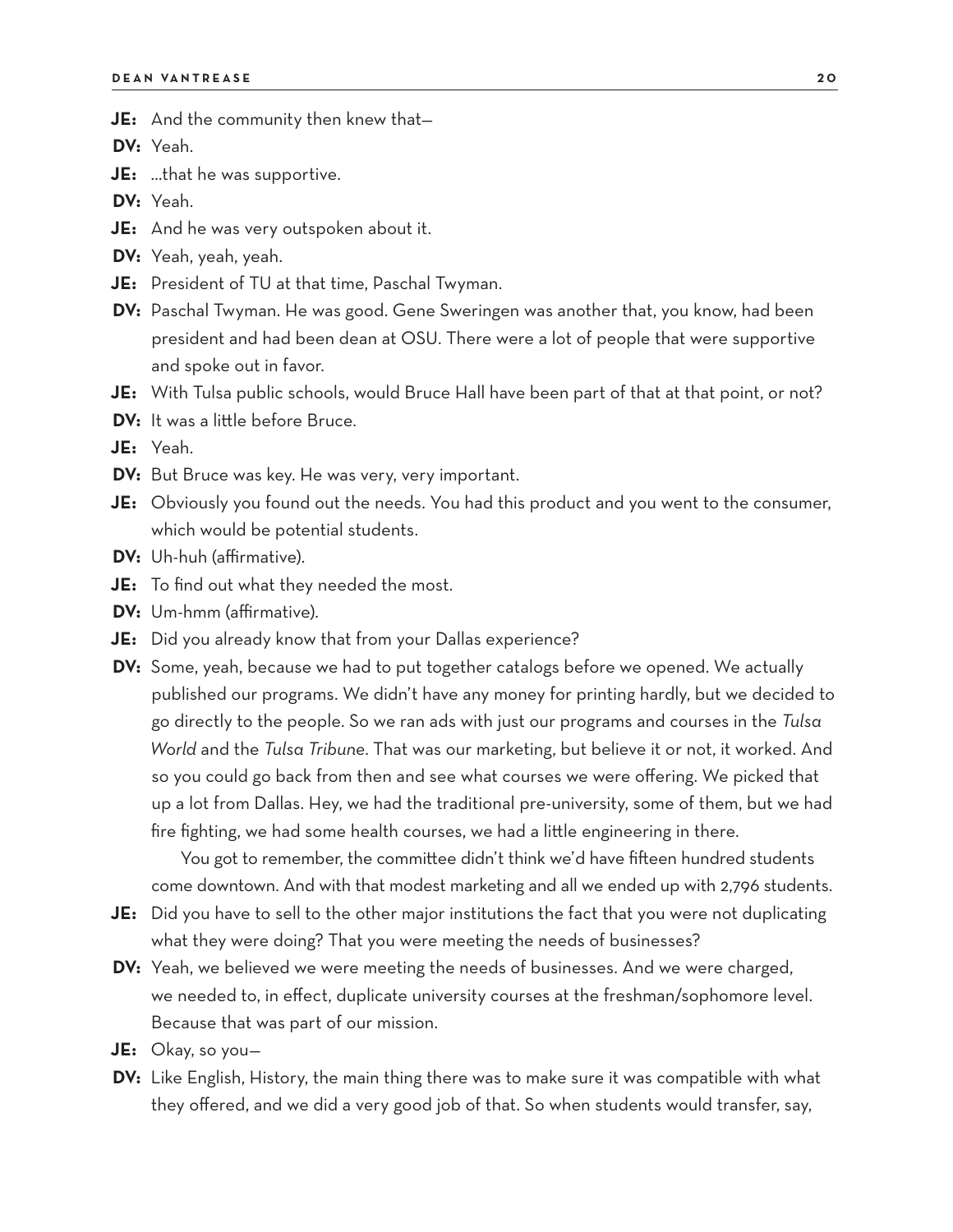**JE:** And the community then knew that—

**DV:** Yeah.

**JE:** ...that he was supportive.

**DV:** Yeah.

**JE:** And he was very outspoken about it.

**DV:** Yeah, yeah, yeah.

**JE:** President of TU at that time, Paschal Twyman.

**DV:** Paschal Twyman. He was good. Gene Sweringen was another that, you know, had been president and had been dean at OSU. There were a lot of people that were supportive and spoke out in favor.

**JE:** With Tulsa public schools, would Bruce Hall have been part of that at that point, or not?

**DV:** It was a little before Bruce.

**JE:** Yeah.

**DV:** But Bruce was key. He was very, very important.

**JE:** Obviously you found out the needs. You had this product and you went to the consumer, which would be potential students.

**DV:** Uh-huh (affirmative).

**JE:** To find out what they needed the most.

**DV:** Um-hmm (affirmative).

**JE:** Did you already know that from your Dallas experience?

**DV:** Some, yeah, because we had to put together catalogs before we opened. We actually published our programs. We didn't have any money for printing hardly, but we decided to go directly to the people. So we ran ads with just our programs and courses in the *Tulsa World* and the *Tulsa Tribune*. That was our marketing, but believe it or not, it worked. And so you could go back from then and see what courses we were offering. We picked that up a lot from Dallas. Hey, we had the traditional pre-university, some of them, but we had fire fighting, we had some health courses, we had a little engineering in there.

You got to remember, the committee didn't think we'd have fifteen hundred students come downtown. And with that modest marketing and all we ended up with 2,796 students.

**JE:** Did you have to sell to the other major institutions the fact that you were not duplicating what they were doing? That you were meeting the needs of businesses?

**DV:** Yeah, we believed we were meeting the needs of businesses. And we were charged, we needed to, in effect, duplicate university courses at the freshman/sophomore level. Because that was part of our mission.

**JE:** Okay, so you—

**DV:** Like English, History, the main thing there was to make sure it was compatible with what they offered, and we did a very good job of that. So when students would transfer, say,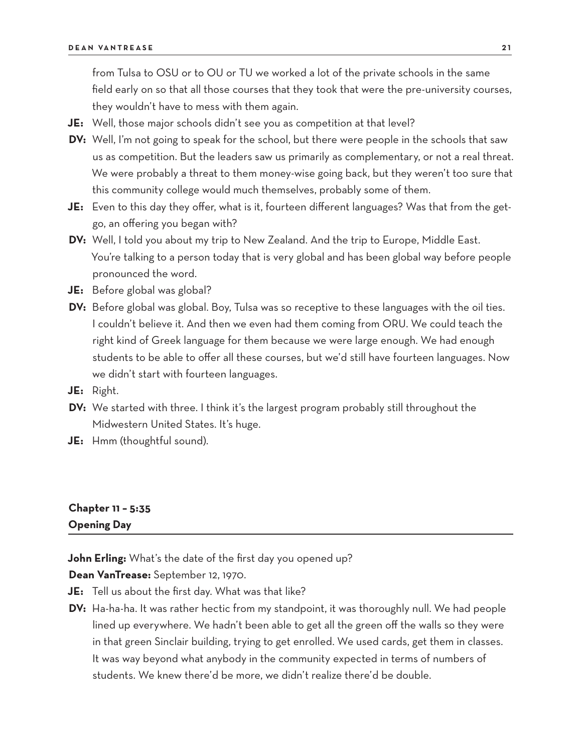from Tulsa to OSU or to OU or TU we worked a lot of the private schools in the same field early on so that all those courses that they took that were the pre-university courses, they wouldn't have to mess with them again.

**JE:** Well, those major schools didn't see you as competition at that level?

**DV:** Well, I'm not going to speak for the school, but there were people in the schools that saw us as competition. But the leaders saw us primarily as complementary, or not a real threat. We were probably a threat to them money-wise going back, but they weren't too sure that this community college would much themselves, probably some of them.

**JE:** Even to this day they offer, what is it, fourteen different languages? Was that from the get-go, an offering you began with?

**DV:** Well, I told you about my trip to New Zealand. And the trip to Europe, Middle East. You're talking to a person today that is very global and has been global way before people pronounced the word.

**JE:** Before global was global?

**DV:** Before global was global. Boy, Tulsa was so receptive to these languages with the oil ties. I couldn't believe it. And then we even had them coming from ORU. We could teach the right kind of Greek language for them because we were large enough. We had enough students to be able to offer all these courses, but we'd still have fourteen languages. Now we didn't start with fourteen languages.

**JE:** Right.

**DV:** We started with three. I think it's the largest program probably still throughout the Midwestern United States. It's huge.

**JE:** Hmm (thoughtful sound).

## Chapter 11 – 5:35
## Opening Day

**John Erling:** What's the date of the first day you opened up?

**Dean VanTrease:** September 12, 1970.

**JE:** Tell us about the first day. What was that like?

**DV:** Ha-ha-ha. It was rather hectic from my standpoint, it was thoroughly null. We had people lined up everywhere. We hadn't been able to get all the green off the walls so they were in that green Sinclair building, trying to get enrolled. We used cards, get them in classes. It was way beyond what anybody in the community expected in terms of numbers of students. We knew there'd be more, we didn't realize there'd be double.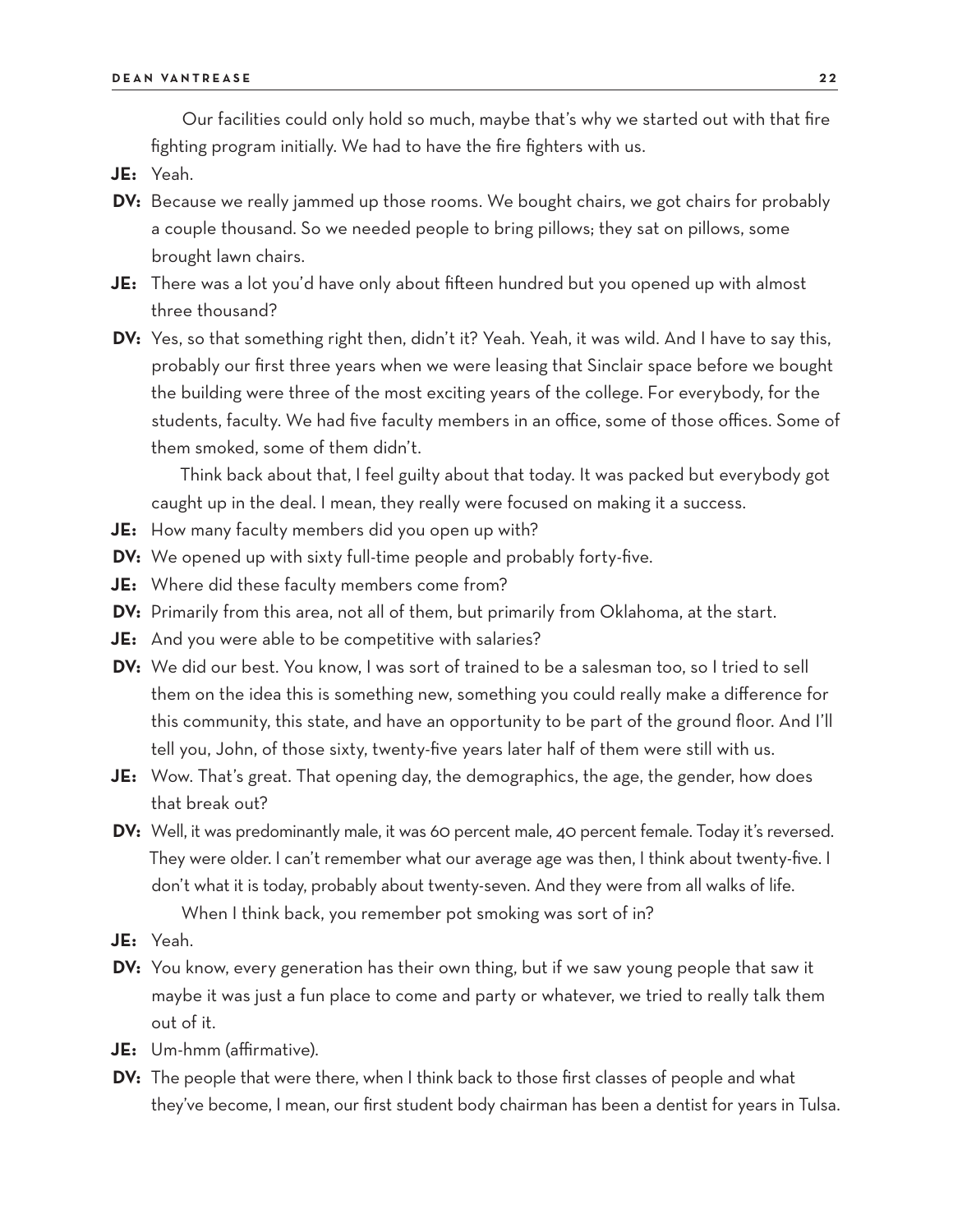Our facilities could only hold so much, maybe that's why we started out with that fire fighting program initially. We had to have the fire fighters with us.

**JE:** Yeah.

**DV:** Because we really jammed up those rooms. We bought chairs, we got chairs for probably a couple thousand. So we needed people to bring pillows; they sat on pillows, some brought lawn chairs.

**JE:** There was a lot you'd have only about fifteen hundred but you opened up with almost three thousand?

**DV:** Yes, so that something right then, didn't it? Yeah. Yeah, it was wild. And I have to say this, probably our first three years when we were leasing that Sinclair space before we bought the building were three of the most exciting years of the college. For everybody, for the students, faculty. We had five faculty members in an office, some of those offices. Some of them smoked, some of them didn't.

Think back about that, I feel guilty about that today. It was packed but everybody got caught up in the deal. I mean, they really were focused on making it a success.

**JE:** How many faculty members did you open up with?

**DV:** We opened up with sixty full-time people and probably forty-five.

**JE:** Where did these faculty members come from?

**DV:** Primarily from this area, not all of them, but primarily from Oklahoma, at the start.

**JE:** And you were able to be competitive with salaries?

**DV:** We did our best. You know, I was sort of trained to be a salesman too, so I tried to sell them on the idea this is something new, something you could really make a difference for this community, this state, and have an opportunity to be part of the ground floor. And I'll tell you, John, of those sixty, twenty-five years later half of them were still with us.

**JE:** Wow. That's great. That opening day, the demographics, the age, the gender, how does that break out?

**DV:** Well, it was predominantly male, it was 60 percent male, 40 percent female. Today it's reversed. They were older. I can't remember what our average age was then, I think about twenty-five. I don't what it is today, probably about twenty-seven. And they were from all walks of life.

When I think back, you remember pot smoking was sort of in?

**JE:** Yeah.

**DV:** You know, every generation has their own thing, but if we saw young people that saw it maybe it was just a fun place to come and party or whatever, we tried to really talk them out of it.

**JE:** Um-hmm (affirmative).

**DV:** The people that were there, when I think back to those first classes of people and what they've become, I mean, our first student body chairman has been a dentist for years in Tulsa.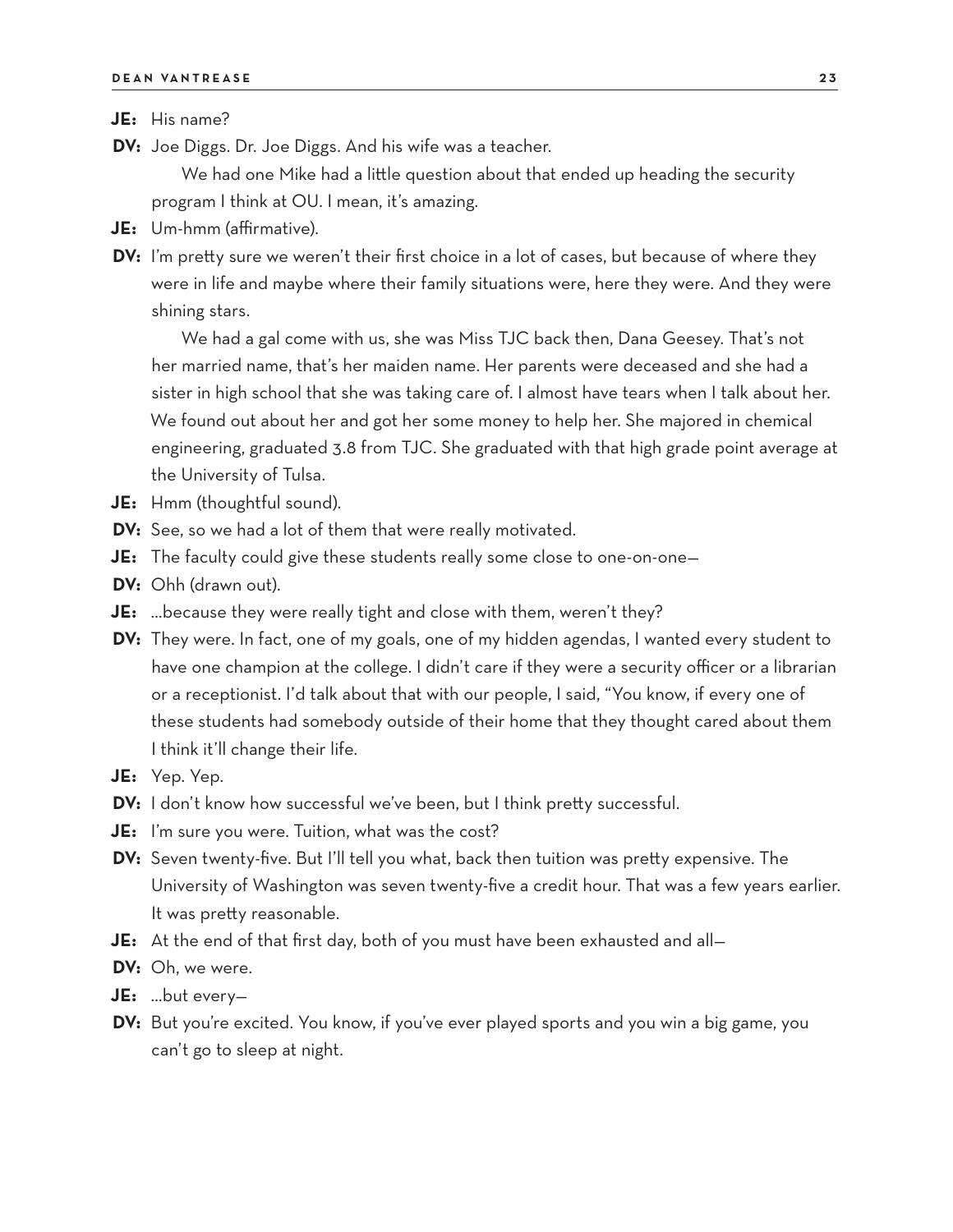**JE:** His name?

**DV:** Joe Diggs. Dr. Joe Diggs. And his wife was a teacher.

We had one Mike had a little question about that ended up heading the security program I think at OU. I mean, it's amazing.

**JE:** Um-hmm (affirmative).

**DV:** I'm pretty sure we weren't their first choice in a lot of cases, but because of where they were in life and maybe where their family situations were, here they were. And they were shining stars.

We had a gal come with us, she was Miss TJC back then, Dana Geesey. That's not her married name, that's her maiden name. Her parents were deceased and she had a sister in high school that she was taking care of. I almost have tears when I talk about her. We found out about her and got her some money to help her. She majored in chemical engineering, graduated 3.8 from TJC. She graduated with that high grade point average at the University of Tulsa.

**JE:** Hmm (thoughtful sound).

**DV:** See, so we had a lot of them that were really motivated.

**JE:** The faculty could give these students really some close to one-on-one—

**DV:** Ohh (drawn out).

**JE:** …because they were really tight and close with them, weren't they?

**DV:** They were. In fact, one of my goals, one of my hidden agendas, I wanted every student to have one champion at the college. I didn't care if they were a security officer or a librarian or a receptionist. I'd talk about that with our people, I said, "You know, if every one of these students had somebody outside of their home that they thought cared about them I think it'll change their life.

**JE:** Yep. Yep.

**DV:** I don't know how successful we've been, but I think pretty successful.

**JE:** I'm sure you were. Tuition, what was the cost?

**DV:** Seven twenty-five. But I'll tell you what, back then tuition was pretty expensive. The University of Washington was seven twenty-five a credit hour. That was a few years earlier. It was pretty reasonable.

**JE:** At the end of that first day, both of you must have been exhausted and all—

**DV:** Oh, we were.

**JE:** …but every—

**DV:** But you're excited. You know, if you've ever played sports and you win a big game, you can't go to sleep at night.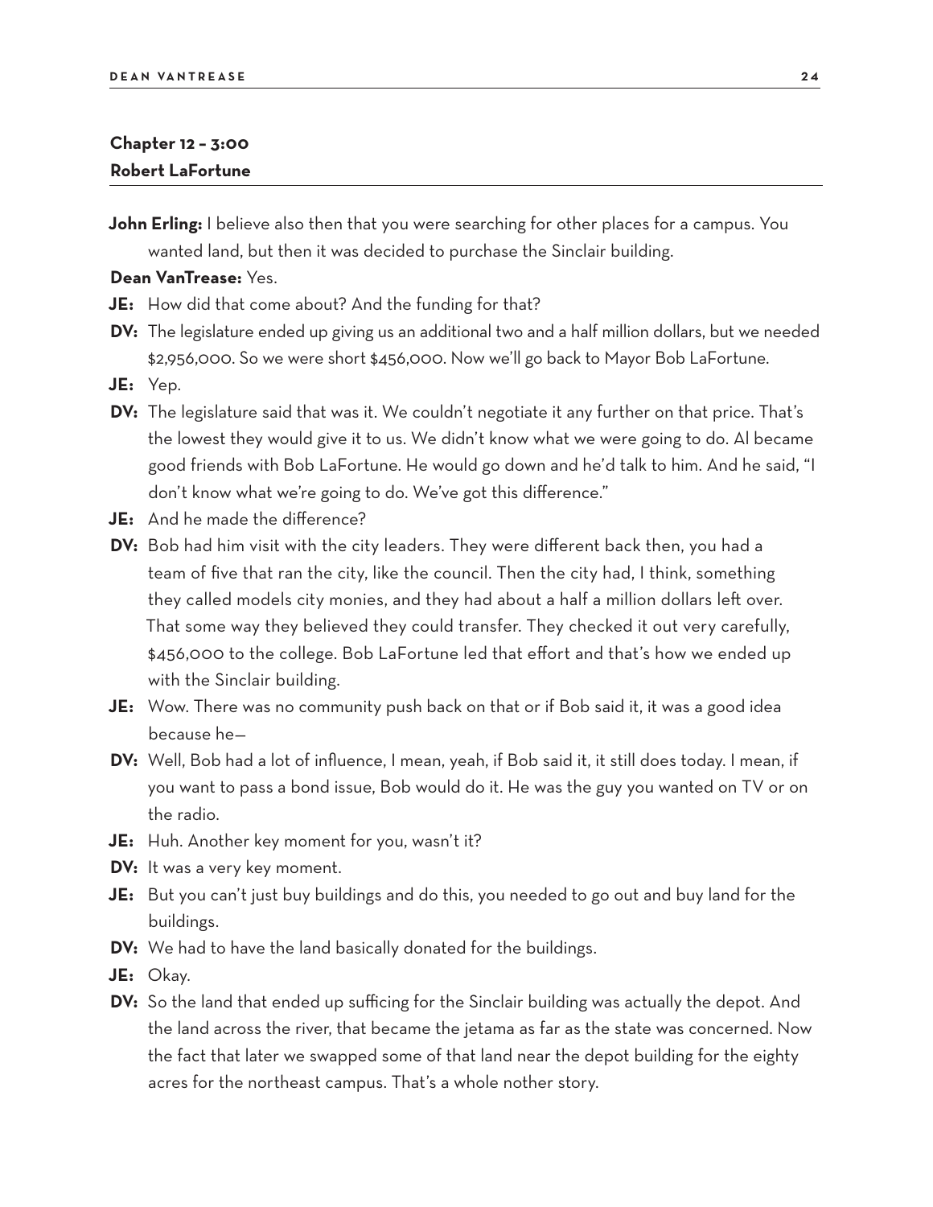## Chapter 12 – 3:00
## Robert LaFortune

**John Erling:** I believe also then that you were searching for other places for a campus. You wanted land, but then it was decided to purchase the Sinclair building.

**Dean VanTrease:** Yes.

**JE:** How did that come about? And the funding for that?

**DV:** The legislature ended up giving us an additional two and a half million dollars, but we needed $2,956,000. So we were short $456,000. Now we'll go back to Mayor Bob LaFortune.

**JE:** Yep.

**DV:** The legislature said that was it. We couldn't negotiate it any further on that price. That's the lowest they would give it to us. We didn't know what we were going to do. Al became good friends with Bob LaFortune. He would go down and he'd talk to him. And he said, "I don't know what we're going to do. We've got this difference."

**JE:** And he made the difference?

**DV:** Bob had him visit with the city leaders. They were different back then, you had a team of five that ran the city, like the council. Then the city had, I think, something they called models city monies, and they had about a half a million dollars left over. That some way they believed they could transfer. They checked it out very carefully, $456,000 to the college. Bob LaFortune led that effort and that's how we ended up with the Sinclair building.

**JE:** Wow. There was no community push back on that or if Bob said it, it was a good idea because he—

**DV:** Well, Bob had a lot of influence, I mean, yeah, if Bob said it, it still does today. I mean, if you want to pass a bond issue, Bob would do it. He was the guy you wanted on TV or on the radio.

**JE:** Huh. Another key moment for you, wasn't it?

**DV:** It was a very key moment.

**JE:** But you can't just buy buildings and do this, you needed to go out and buy land for the buildings.

**DV:** We had to have the land basically donated for the buildings.

**JE:** Okay.

**DV:** So the land that ended up sufficing for the Sinclair building was actually the depot. And the land across the river, that became the jetama as far as the state was concerned. Now the fact that later we swapped some of that land near the depot building for the eighty acres for the northeast campus. That's a whole nother story.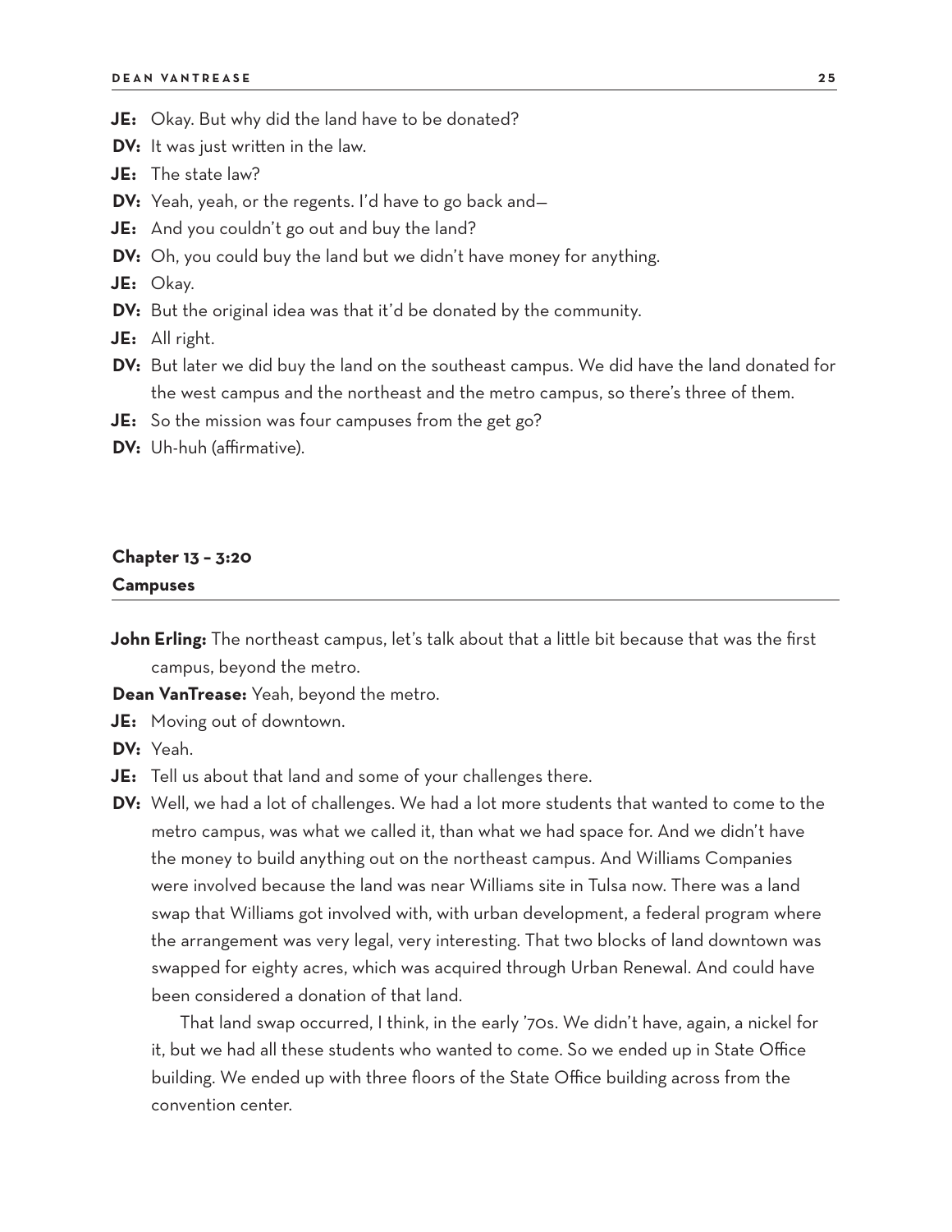**JE:** Okay. But why did the land have to be donated?

**DV:** It was just written in the law.

**JE:** The state law?

**DV:** Yeah, yeah, or the regents. I'd have to go back and—

**JE:** And you couldn't go out and buy the land?

**DV:** Oh, you could buy the land but we didn't have money for anything.

**JE:** Okay.

**DV:** But the original idea was that it'd be donated by the community.

**JE:** All right.

**DV:** But later we did buy the land on the southeast campus. We did have the land donated for the west campus and the northeast and the metro campus, so there's three of them.

**JE:** So the mission was four campuses from the get go?

**DV:** Uh-huh (affirmative).

## Chapter 13 – 3:20
## Campuses

**John Erling:** The northeast campus, let's talk about that a little bit because that was the first campus, beyond the metro.

**Dean VanTrease:** Yeah, beyond the metro.

**JE:** Moving out of downtown.

**DV:** Yeah.

**JE:** Tell us about that land and some of your challenges there.

**DV:** Well, we had a lot of challenges. We had a lot more students that wanted to come to the metro campus, was what we called it, than what we had space for. And we didn't have the money to build anything out on the northeast campus. And Williams Companies were involved because the land was near Williams site in Tulsa now. There was a land swap that Williams got involved with, with urban development, a federal program where the arrangement was very legal, very interesting. That two blocks of land downtown was swapped for eighty acres, which was acquired through Urban Renewal. And could have been considered a donation of that land.

That land swap occurred, I think, in the early '70s. We didn't have, again, a nickel for it, but we had all these students who wanted to come. So we ended up in State Office building. We ended up with three floors of the State Office building across from the convention center.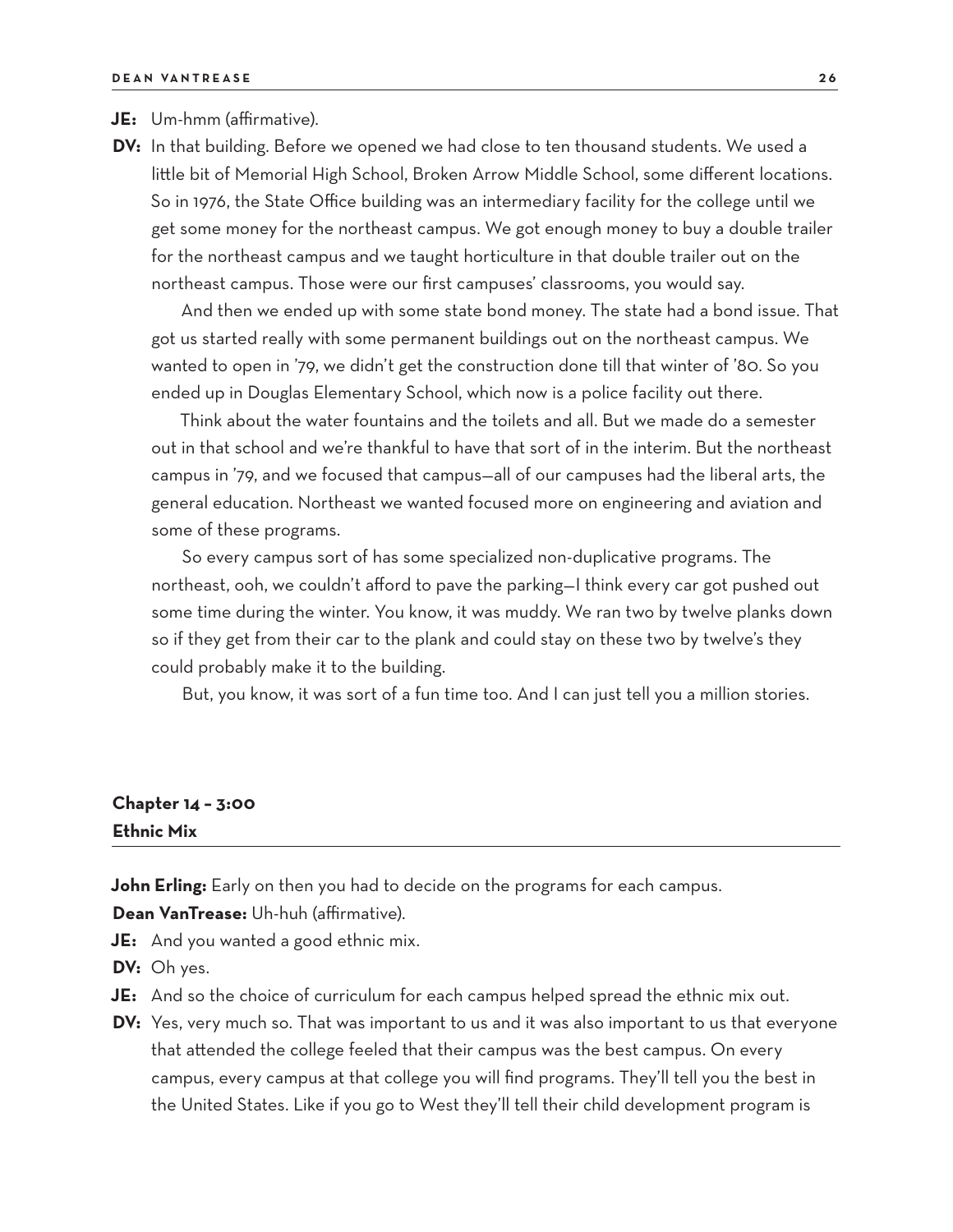**JE:** Um-hmm (affirmative).

**DV:** In that building. Before we opened we had close to ten thousand students. We used a little bit of Memorial High School, Broken Arrow Middle School, some different locations. So in 1976, the State Office building was an intermediary facility for the college until we get some money for the northeast campus. We got enough money to buy a double trailer for the northeast campus and we taught horticulture in that double trailer out on the northeast campus. Those were our first campuses' classrooms, you would say.

And then we ended up with some state bond money. The state had a bond issue. That got us started really with some permanent buildings out on the northeast campus. We wanted to open in '79, we didn't get the construction done till that winter of '80. So you ended up in Douglas Elementary School, which now is a police facility out there.

Think about the water fountains and the toilets and all. But we made do a semester out in that school and we're thankful to have that sort of in the interim. But the northeast campus in '79, and we focused that campus—all of our campuses had the liberal arts, the general education. Northeast we wanted focused more on engineering and aviation and some of these programs.

So every campus sort of has some specialized non-duplicative programs. The northeast, ooh, we couldn't afford to pave the parking—I think every car got pushed out some time during the winter. You know, it was muddy. We ran two by twelve planks down so if they get from their car to the plank and could stay on these two by twelve's they could probably make it to the building.

But, you know, it was sort of a fun time too. And I can just tell you a million stories.

## Chapter 14 – 3:00
## Ethnic Mix

**John Erling:** Early on then you had to decide on the programs for each campus.

**Dean VanTrease:** Uh-huh (affirmative).

**JE:** And you wanted a good ethnic mix.

**DV:** Oh yes.

**JE:** And so the choice of curriculum for each campus helped spread the ethnic mix out.

**DV:** Yes, very much so. That was important to us and it was also important to us that everyone that attended the college feeled that their campus was the best campus. On every campus, every campus at that college you will find programs. They'll tell you the best in the United States. Like if you go to West they'll tell their child development program is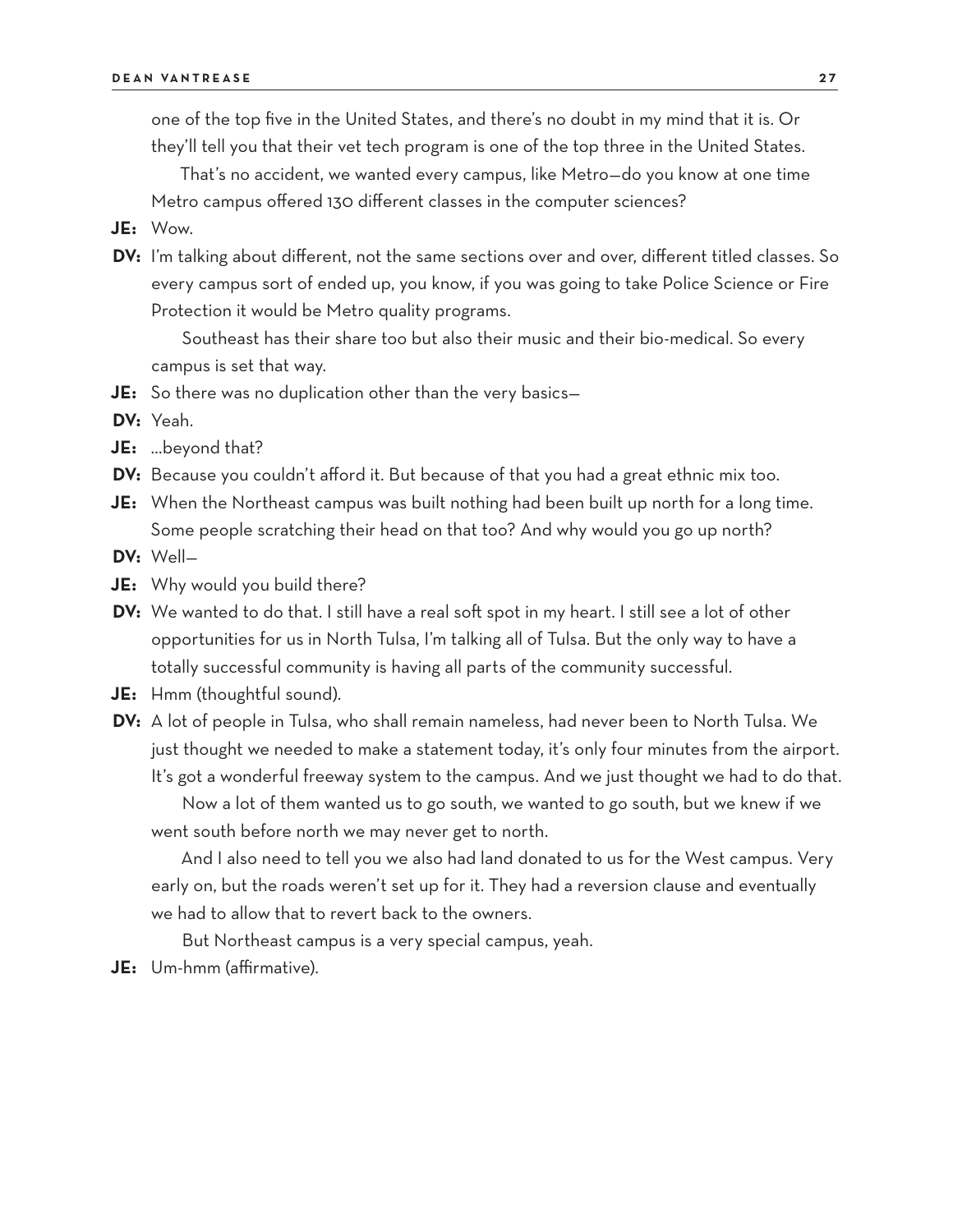one of the top five in the United States, and there's no doubt in my mind that it is. Or they'll tell you that their vet tech program is one of the top three in the United States.

That's no accident, we wanted every campus, like Metro—do you know at one time Metro campus offered 130 different classes in the computer sciences?

**JE:** Wow.

**DV:** I'm talking about different, not the same sections over and over, different titled classes. So every campus sort of ended up, you know, if you was going to take Police Science or Fire Protection it would be Metro quality programs.

Southeast has their share too but also their music and their bio-medical. So every campus is set that way.

**JE:** So there was no duplication other than the very basics—

**DV:** Yeah.

**JE:** ...beyond that?

**DV:** Because you couldn't afford it. But because of that you had a great ethnic mix too.

**JE:** When the Northeast campus was built nothing had been built up north for a long time. Some people scratching their head on that too? And why would you go up north?

**DV:** Well—

**JE:** Why would you build there?

**DV:** We wanted to do that. I still have a real soft spot in my heart. I still see a lot of other opportunities for us in North Tulsa, I'm talking all of Tulsa. But the only way to have a totally successful community is having all parts of the community successful.

**JE:** Hmm (thoughtful sound).

**DV:** A lot of people in Tulsa, who shall remain nameless, had never been to North Tulsa. We just thought we needed to make a statement today, it's only four minutes from the airport. It's got a wonderful freeway system to the campus. And we just thought we had to do that.

Now a lot of them wanted us to go south, we wanted to go south, but we knew if we went south before north we may never get to north.

And I also need to tell you we also had land donated to us for the West campus. Very early on, but the roads weren't set up for it. They had a reversion clause and eventually we had to allow that to revert back to the owners.

But Northeast campus is a very special campus, yeah.

**JE:** Um-hmm (affirmative).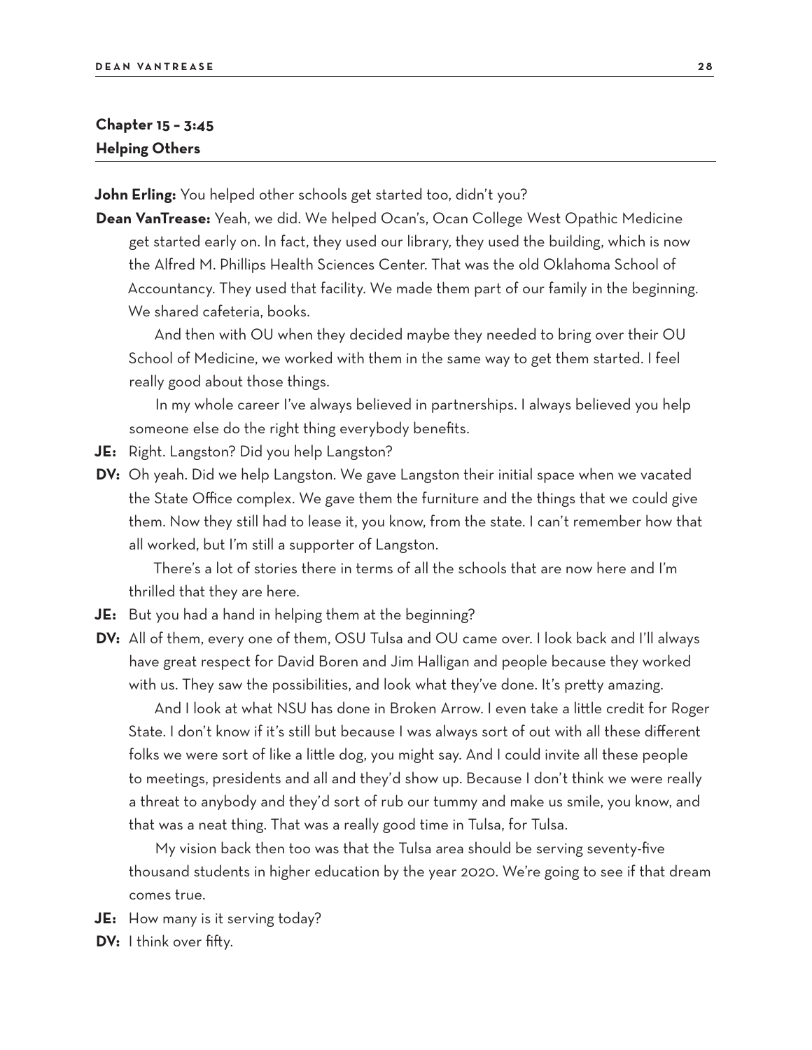## Chapter 15 – 3:45
## Helping Others

**John Erling:** You helped other schools get started too, didn't you?

**Dean VanTrease:** Yeah, we did. We helped Ocan's, Ocan College West Opathic Medicine get started early on. In fact, they used our library, they used the building, which is now the Alfred M. Phillips Health Sciences Center. That was the old Oklahoma School of Accountancy. They used that facility. We made them part of our family in the beginning. We shared cafeteria, books.

And then with OU when they decided maybe they needed to bring over their OU School of Medicine, we worked with them in the same way to get them started. I feel really good about those things.

In my whole career I've always believed in partnerships. I always believed you help someone else do the right thing everybody benefits.

**JE:** Right. Langston? Did you help Langston?

**DV:** Oh yeah. Did we help Langston. We gave Langston their initial space when we vacated the State Office complex. We gave them the furniture and the things that we could give them. Now they still had to lease it, you know, from the state. I can't remember how that all worked, but I'm still a supporter of Langston.

There's a lot of stories there in terms of all the schools that are now here and I'm thrilled that they are here.

**JE:** But you had a hand in helping them at the beginning?

**DV:** All of them, every one of them, OSU Tulsa and OU came over. I look back and I'll always have great respect for David Boren and Jim Halligan and people because they worked with us. They saw the possibilities, and look what they've done. It's pretty amazing.

And I look at what NSU has done in Broken Arrow. I even take a little credit for Roger State. I don't know if it's still but because I was always sort of out with all these different folks we were sort of like a little dog, you might say. And I could invite all these people to meetings, presidents and all and they'd show up. Because I don't think we were really a threat to anybody and they'd sort of rub our tummy and make us smile, you know, and that was a neat thing. That was a really good time in Tulsa, for Tulsa.

My vision back then too was that the Tulsa area should be serving seventy-five thousand students in higher education by the year 2020. We're going to see if that dream comes true.

**JE:** How many is it serving today?

**DV:** I think over fifty.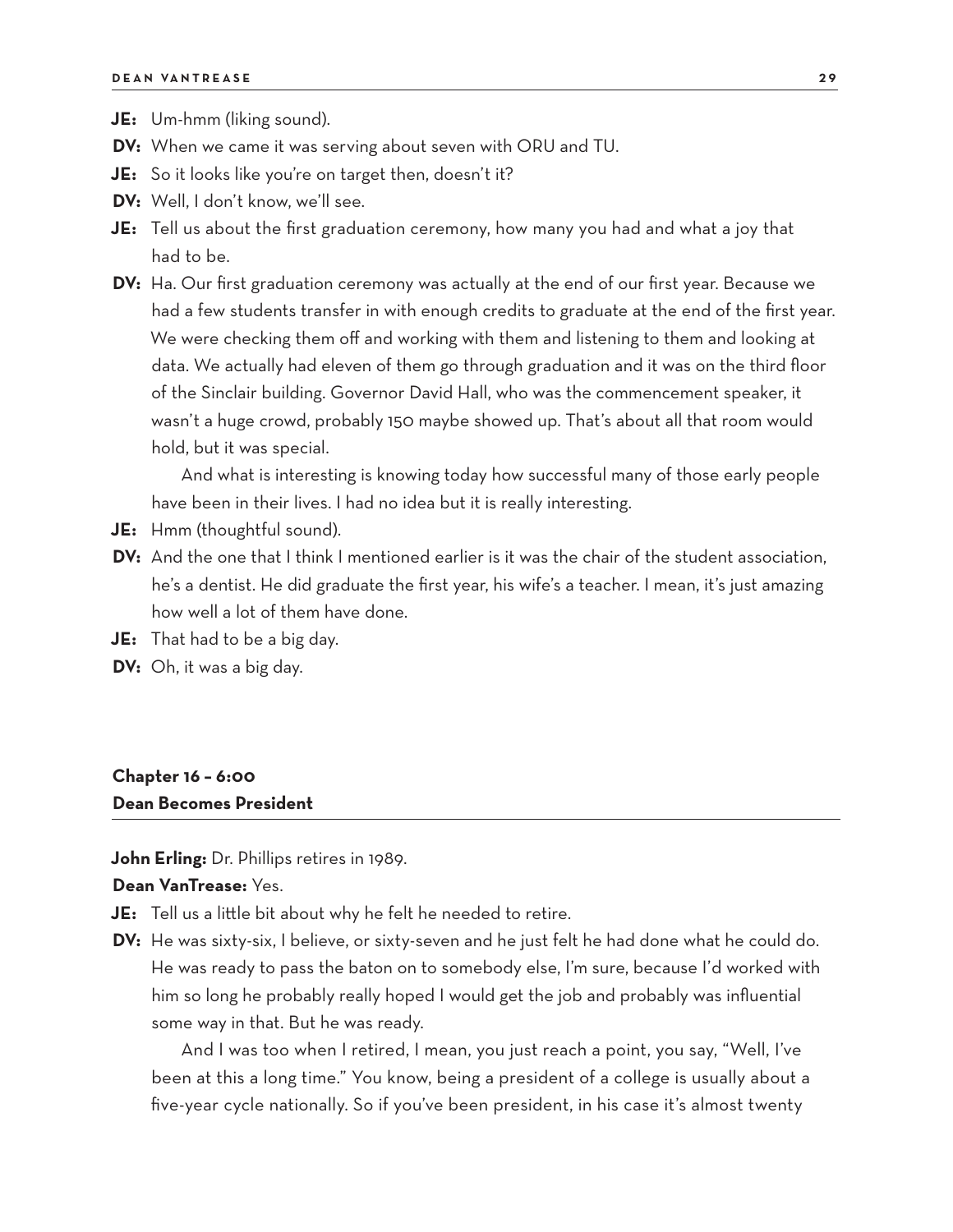**JE:** Um-hmm (liking sound).

**DV:** When we came it was serving about seven with ORU and TU.

**JE:** So it looks like you're on target then, doesn't it?

**DV:** Well, I don't know, we'll see.

**JE:** Tell us about the first graduation ceremony, how many you had and what a joy that had to be.

**DV:** Ha. Our first graduation ceremony was actually at the end of our first year. Because we had a few students transfer in with enough credits to graduate at the end of the first year. We were checking them off and working with them and listening to them and looking at data. We actually had eleven of them go through graduation and it was on the third floor of the Sinclair building. Governor David Hall, who was the commencement speaker, it wasn't a huge crowd, probably 150 maybe showed up. That's about all that room would hold, but it was special.

And what is interesting is knowing today how successful many of those early people have been in their lives. I had no idea but it is really interesting.

**JE:** Hmm (thoughtful sound).

**DV:** And the one that I think I mentioned earlier is it was the chair of the student association, he's a dentist. He did graduate the first year, his wife's a teacher. I mean, it's just amazing how well a lot of them have done.

**JE:** That had to be a big day.

**DV:** Oh, it was a big day.

## Chapter 16 – 6:00
## Dean Becomes President

**John Erling:** Dr. Phillips retires in 1989.

**Dean VanTrease:** Yes.

**JE:** Tell us a little bit about why he felt he needed to retire.

**DV:** He was sixty-six, I believe, or sixty-seven and he just felt he had done what he could do. He was ready to pass the baton on to somebody else, I'm sure, because I'd worked with him so long he probably really hoped I would get the job and probably was influential some way in that. But he was ready.

And I was too when I retired, I mean, you just reach a point, you say, "Well, I've been at this a long time." You know, being a president of a college is usually about a five-year cycle nationally. So if you've been president, in his case it's almost twenty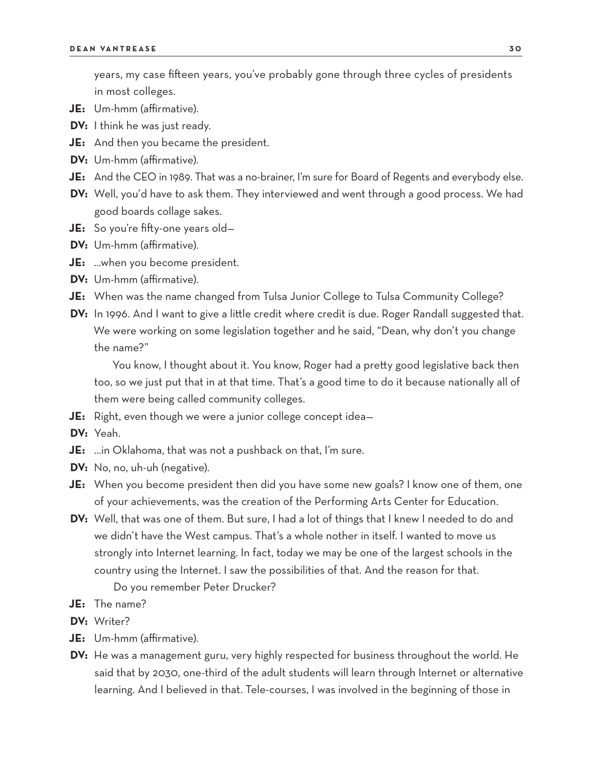years, my case fifteen years, you've probably gone through three cycles of presidents in most colleges.

**JE:** Um-hmm (affirmative).

**DV:** I think he was just ready.

**JE:** And then you became the president.

**DV:** Um-hmm (affirmative).

**JE:** And the CEO in 1989. That was a no-brainer, I'm sure for Board of Regents and everybody else.

**DV:** Well, you'd have to ask them. They interviewed and went through a good process. We had good boards collage sakes.

**JE:** So you're fifty-one years old—

**DV:** Um-hmm (affirmative).

**JE:** ...when you become president.

**DV:** Um-hmm (affirmative).

**JE:** When was the name changed from Tulsa Junior College to Tulsa Community College?

**DV:** In 1996. And I want to give a little credit where credit is due. Roger Randall suggested that. We were working on some legislation together and he said, "Dean, why don't you change the name?"

You know, I thought about it. You know, Roger had a pretty good legislative back then too, so we just put that in at that time. That's a good time to do it because nationally all of them were being called community colleges.

**JE:** Right, even though we were a junior college concept idea—

**DV:** Yeah.

**JE:** ...in Oklahoma, that was not a pushback on that, I'm sure.

**DV:** No, no, uh-uh (negative).

**JE:** When you become president then did you have some new goals? I know one of them, one of your achievements, was the creation of the Performing Arts Center for Education.

**DV:** Well, that was one of them. But sure, I had a lot of things that I knew I needed to do and we didn't have the West campus. That's a whole nother in itself. I wanted to move us strongly into Internet learning. In fact, today we may be one of the largest schools in the country using the Internet. I saw the possibilities of that. And the reason for that.

Do you remember Peter Drucker?

**JE:** The name?

**DV:** Writer?

**JE:** Um-hmm (affirmative).

**DV:** He was a management guru, very highly respected for business throughout the world. He said that by 2030, one-third of the adult students will learn through Internet or alternative learning. And I believed in that. Tele-courses, I was involved in the beginning of those in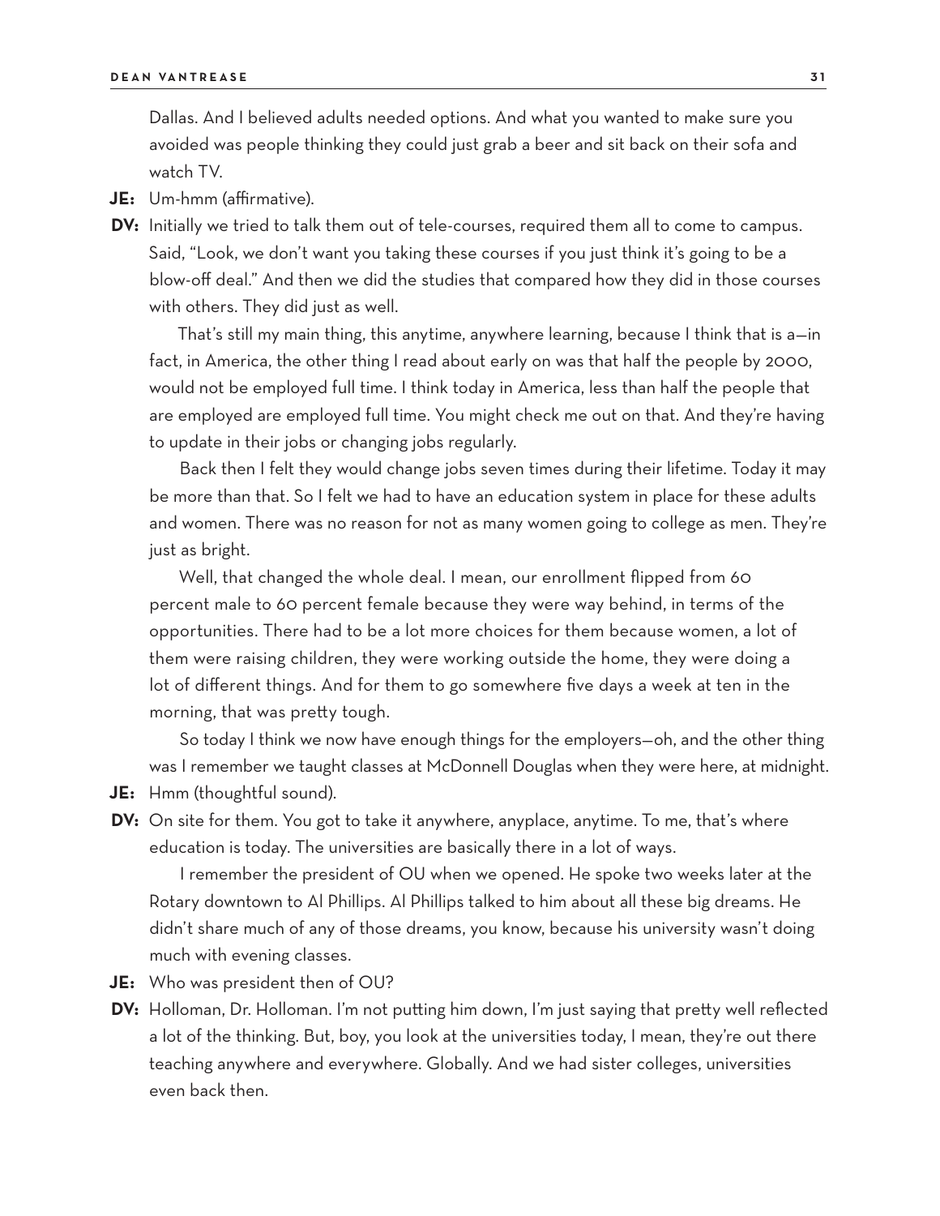Dallas. And I believed adults needed options. And what you wanted to make sure you avoided was people thinking they could just grab a beer and sit back on their sofa and watch TV.

**JE:** Um-hmm (affirmative).

**DV:** Initially we tried to talk them out of tele-courses, required them all to come to campus. Said, "Look, we don't want you taking these courses if you just think it's going to be a blow-off deal." And then we did the studies that compared how they did in those courses with others. They did just as well.

That's still my main thing, this anytime, anywhere learning, because I think that is a—in fact, in America, the other thing I read about early on was that half the people by 2000, would not be employed full time. I think today in America, less than half the people that are employed are employed full time. You might check me out on that. And they're having to update in their jobs or changing jobs regularly.

Back then I felt they would change jobs seven times during their lifetime. Today it may be more than that. So I felt we had to have an education system in place for these adults and women. There was no reason for not as many women going to college as men. They're just as bright.

Well, that changed the whole deal. I mean, our enrollment flipped from 60 percent male to 60 percent female because they were way behind, in terms of the opportunities. There had to be a lot more choices for them because women, a lot of them were raising children, they were working outside the home, they were doing a lot of different things. And for them to go somewhere five days a week at ten in the morning, that was pretty tough.

So today I think we now have enough things for the employers—oh, and the other thing was I remember we taught classes at McDonnell Douglas when they were here, at midnight.

**JE:** Hmm (thoughtful sound).

**DV:** On site for them. You got to take it anywhere, anyplace, anytime. To me, that's where education is today. The universities are basically there in a lot of ways.

I remember the president of OU when we opened. He spoke two weeks later at the Rotary downtown to Al Phillips. Al Phillips talked to him about all these big dreams. He didn't share much of any of those dreams, you know, because his university wasn't doing much with evening classes.

**JE:** Who was president then of OU?

**DV:** Holloman, Dr. Holloman. I'm not putting him down, I'm just saying that pretty well reflected a lot of the thinking. But, boy, you look at the universities today, I mean, they're out there teaching anywhere and everywhere. Globally. And we had sister colleges, universities even back then.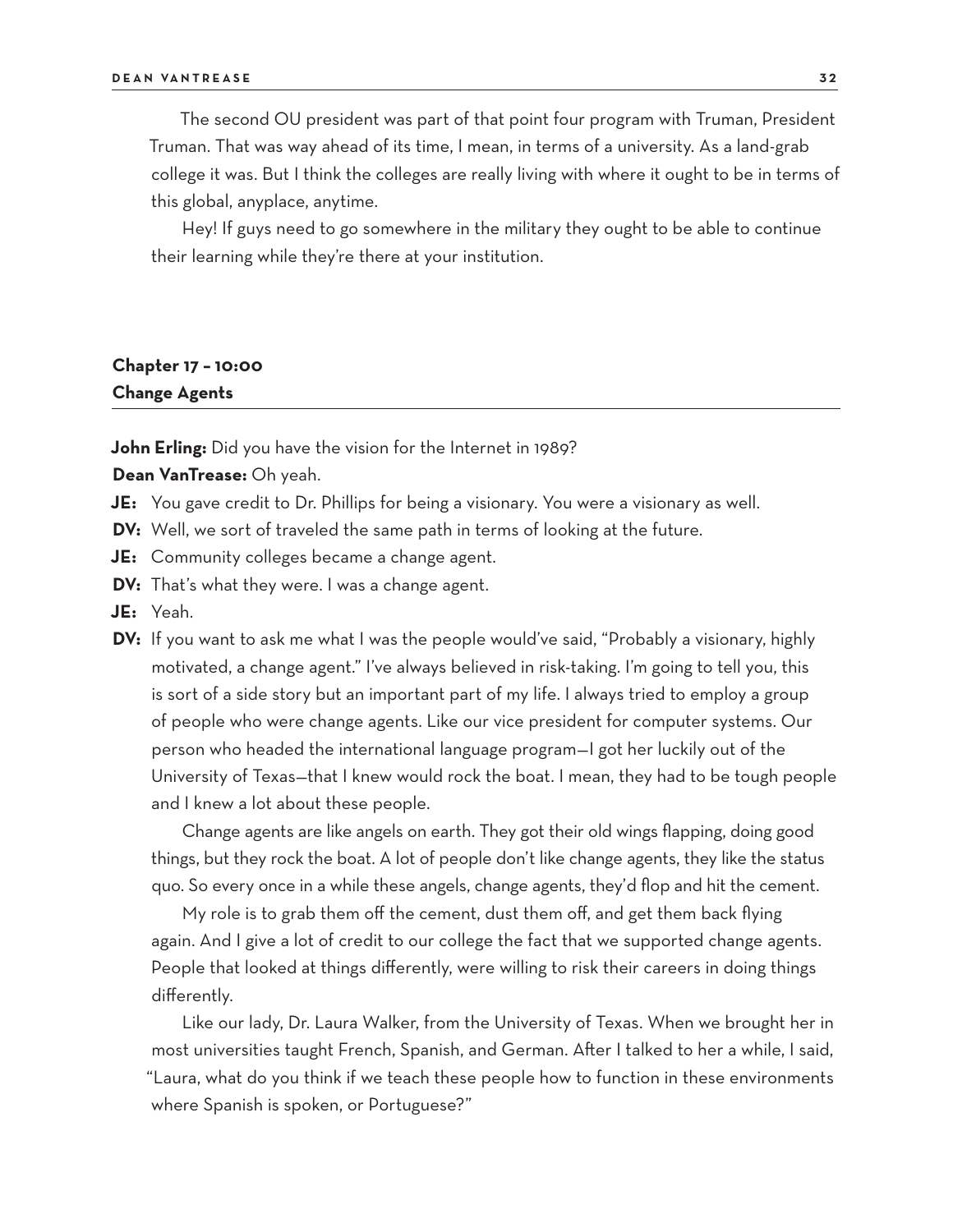The second OU president was part of that point four program with Truman, President Truman. That was way ahead of its time, I mean, in terms of a university. As a land-grab college it was. But I think the colleges are really living with where it ought to be in terms of this global, anyplace, anytime.

Hey! If guys need to go somewhere in the military they ought to be able to continue their learning while they're there at your institution.

## Chapter 17 – 10:00
## Change Agents

**John Erling:** Did you have the vision for the Internet in 1989?

**Dean VanTrease:** Oh yeah.

**JE:** You gave credit to Dr. Phillips for being a visionary. You were a visionary as well.

**DV:** Well, we sort of traveled the same path in terms of looking at the future.

**JE:** Community colleges became a change agent.

**DV:** That's what they were. I was a change agent.

**JE:** Yeah.

**DV:** If you want to ask me what I was the people would've said, "Probably a visionary, highly motivated, a change agent." I've always believed in risk-taking. I'm going to tell you, this is sort of a side story but an important part of my life. I always tried to employ a group of people who were change agents. Like our vice president for computer systems. Our person who headed the international language program—I got her luckily out of the University of Texas—that I knew would rock the boat. I mean, they had to be tough people and I knew a lot about these people.

Change agents are like angels on earth. They got their old wings flapping, doing good things, but they rock the boat. A lot of people don't like change agents, they like the status quo. So every once in a while these angels, change agents, they'd flop and hit the cement.

My role is to grab them off the cement, dust them off, and get them back flying again. And I give a lot of credit to our college the fact that we supported change agents. People that looked at things differently, were willing to risk their careers in doing things differently.

Like our lady, Dr. Laura Walker, from the University of Texas. When we brought her in most universities taught French, Spanish, and German. After I talked to her a while, I said, "Laura, what do you think if we teach these people how to function in these environments where Spanish is spoken, or Portuguese?"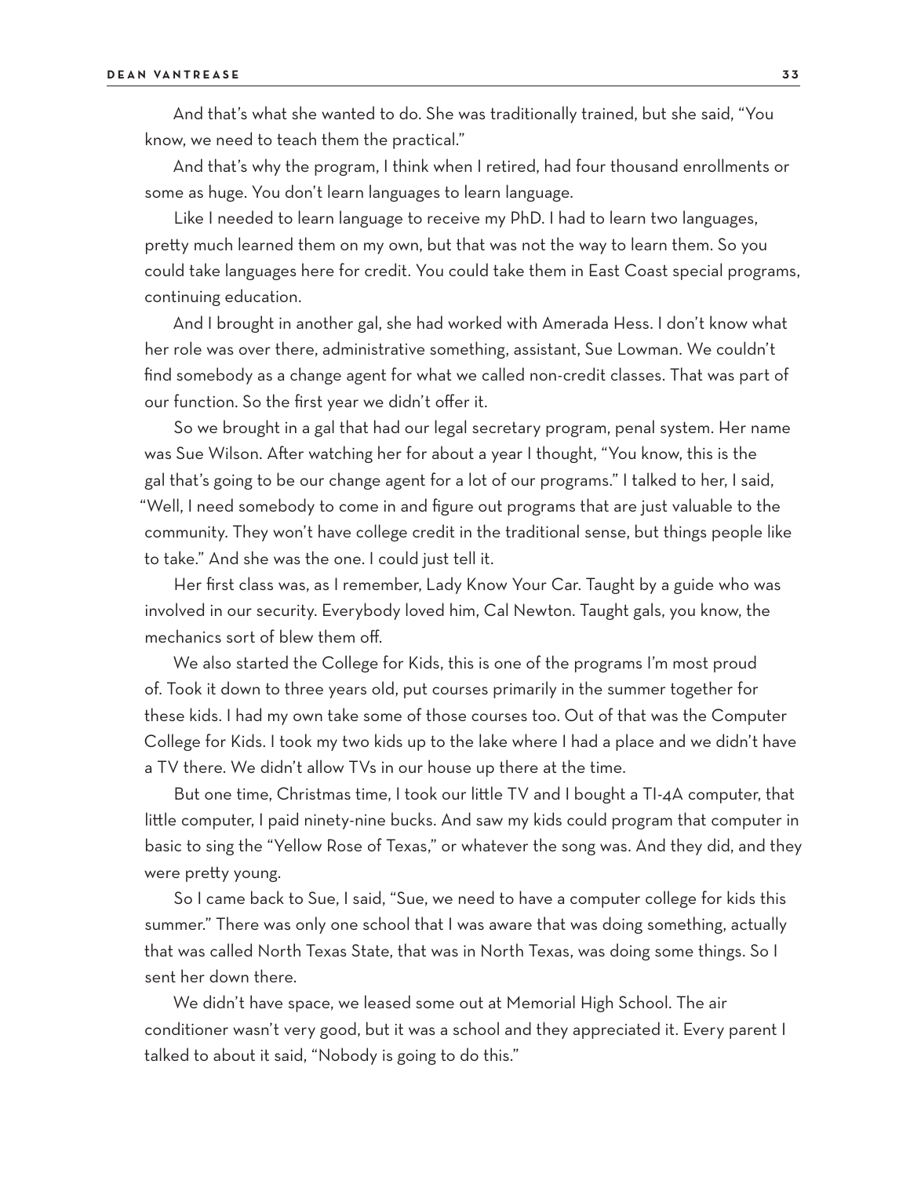And that's what she wanted to do. She was traditionally trained, but she said, "You know, we need to teach them the practical."

And that's why the program, I think when I retired, had four thousand enrollments or some as huge. You don't learn languages to learn language.

Like I needed to learn language to receive my PhD. I had to learn two languages, pretty much learned them on my own, but that was not the way to learn them. So you could take languages here for credit. You could take them in East Coast special programs, continuing education.

And I brought in another gal, she had worked with Amerada Hess. I don't know what her role was over there, administrative something, assistant, Sue Lowman. We couldn't find somebody as a change agent for what we called non-credit classes. That was part of our function. So the first year we didn't offer it.

So we brought in a gal that had our legal secretary program, penal system. Her name was Sue Wilson. After watching her for about a year I thought, "You know, this is the gal that's going to be our change agent for a lot of our programs." I talked to her, I said, "Well, I need somebody to come in and figure out programs that are just valuable to the community. They won't have college credit in the traditional sense, but things people like to take." And she was the one. I could just tell it.

Her first class was, as I remember, Lady Know Your Car. Taught by a guide who was involved in our security. Everybody loved him, Cal Newton. Taught gals, you know, the mechanics sort of blew them off.

We also started the College for Kids, this is one of the programs I'm most proud of. Took it down to three years old, put courses primarily in the summer together for these kids. I had my own take some of those courses too. Out of that was the Computer College for Kids. I took my two kids up to the lake where I had a place and we didn't have a TV there. We didn't allow TVs in our house up there at the time.

But one time, Christmas time, I took our little TV and I bought a TI-4A computer, that little computer, I paid ninety-nine bucks. And saw my kids could program that computer in basic to sing the "Yellow Rose of Texas," or whatever the song was. And they did, and they were pretty young.

So I came back to Sue, I said, "Sue, we need to have a computer college for kids this summer." There was only one school that I was aware that was doing something, actually that was called North Texas State, that was in North Texas, was doing some things. So I sent her down there.

We didn't have space, we leased some out at Memorial High School. The air conditioner wasn't very good, but it was a school and they appreciated it. Every parent I talked to about it said, "Nobody is going to do this."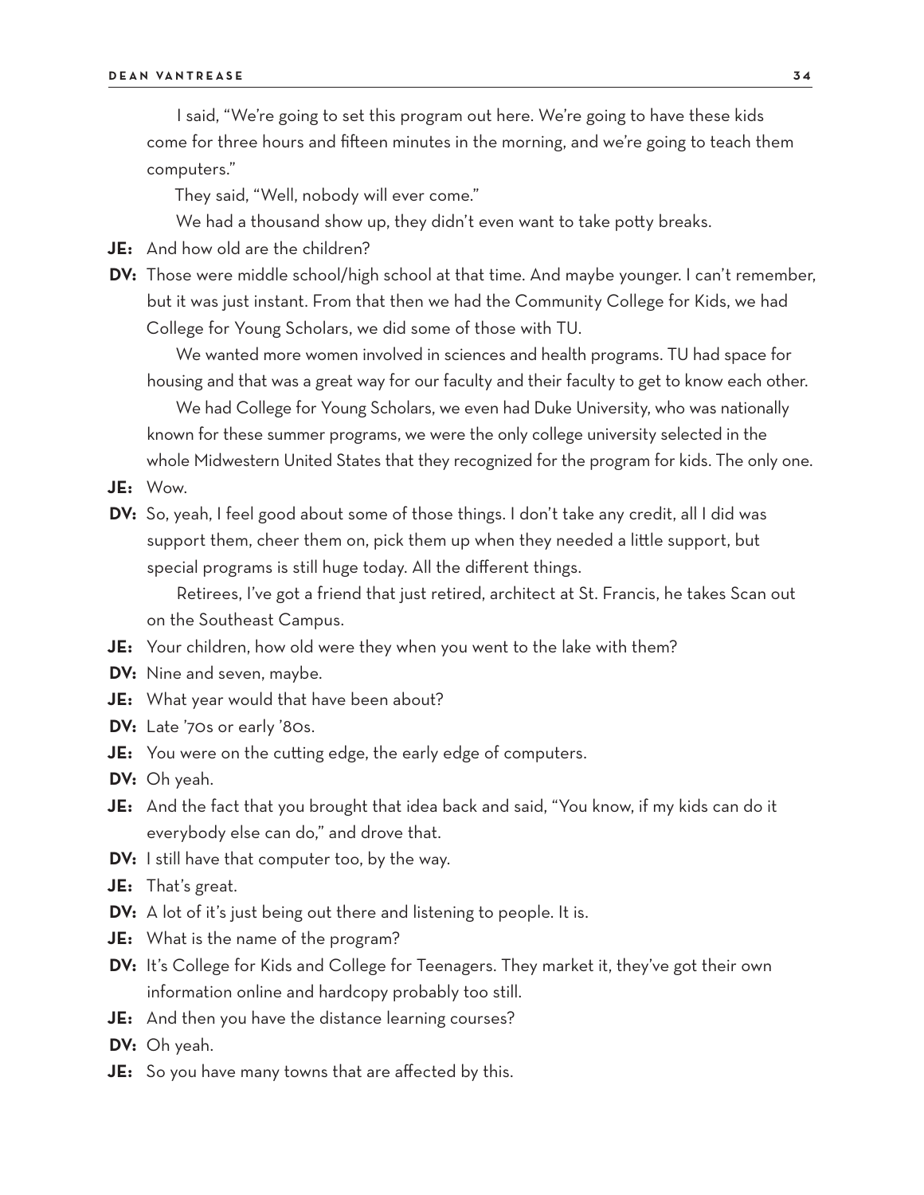I said, "We're going to set this program out here. We're going to have these kids come for three hours and fifteen minutes in the morning, and we're going to teach them computers."

They said, "Well, nobody will ever come."

We had a thousand show up, they didn't even want to take potty breaks.

**JE:** And how old are the children?

**DV:** Those were middle school/high school at that time. And maybe younger. I can't remember, but it was just instant. From that then we had the Community College for Kids, we had College for Young Scholars, we did some of those with TU.

We wanted more women involved in sciences and health programs. TU had space for housing and that was a great way for our faculty and their faculty to get to know each other.

We had College for Young Scholars, we even had Duke University, who was nationally known for these summer programs, we were the only college university selected in the whole Midwestern United States that they recognized for the program for kids. The only one.

**JE:** Wow.

**DV:** So, yeah, I feel good about some of those things. I don't take any credit, all I did was support them, cheer them on, pick them up when they needed a little support, but special programs is still huge today. All the different things.

Retirees, I've got a friend that just retired, architect at St. Francis, he takes Scan out on the Southeast Campus.

**JE:** Your children, how old were they when you went to the lake with them?

**DV:** Nine and seven, maybe.

**JE:** What year would that have been about?

**DV:** Late '70s or early '80s.

**JE:** You were on the cutting edge, the early edge of computers.

**DV:** Oh yeah.

**JE:** And the fact that you brought that idea back and said, "You know, if my kids can do it everybody else can do," and drove that.

**DV:** I still have that computer too, by the way.

**JE:** That's great.

**DV:** A lot of it's just being out there and listening to people. It is.

**JE:** What is the name of the program?

**DV:** It's College for Kids and College for Teenagers. They market it, they've got their own information online and hardcopy probably too still.

**JE:** And then you have the distance learning courses?

**DV:** Oh yeah.

**JE:** So you have many towns that are affected by this.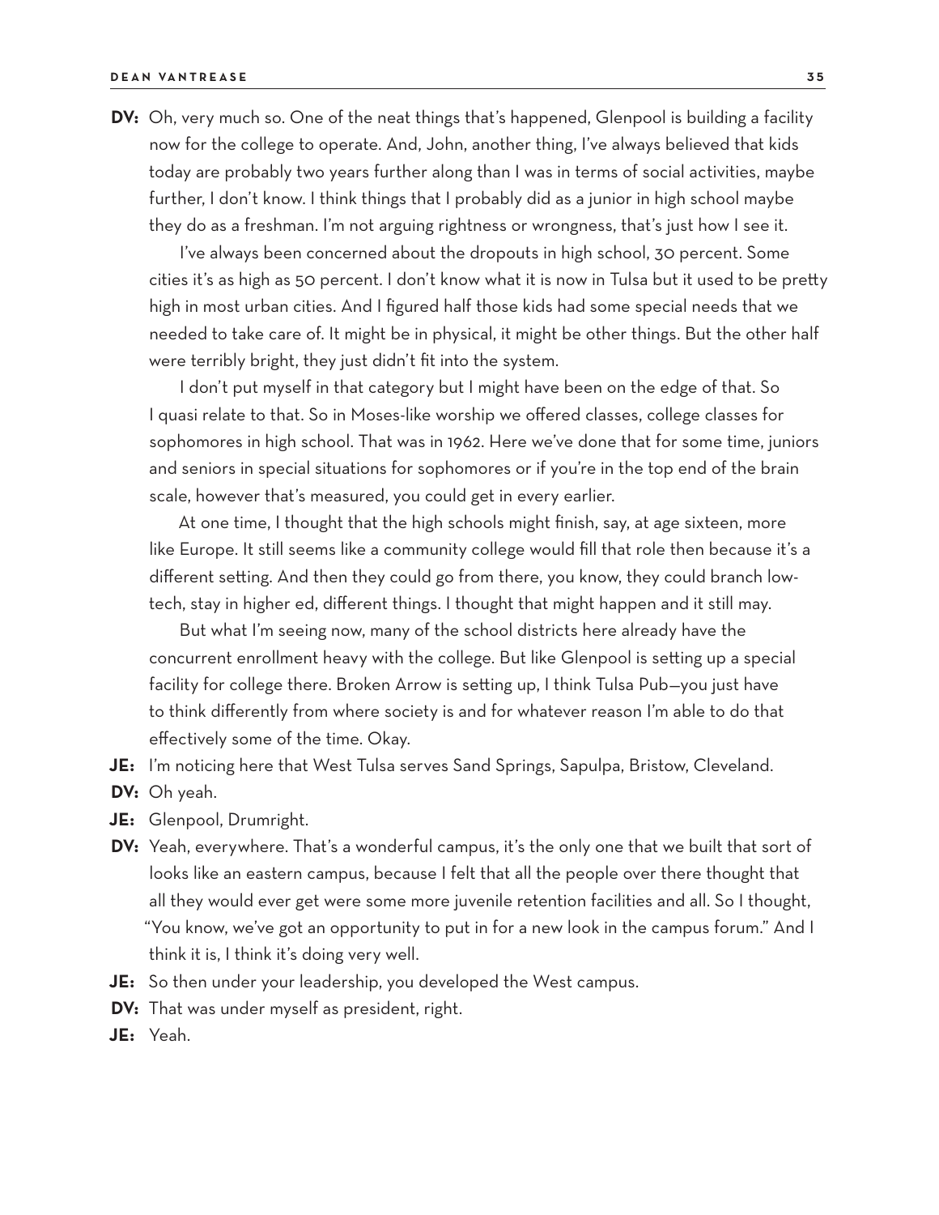**DV:** Oh, very much so. One of the neat things that's happened, Glenpool is building a facility now for the college to operate. And, John, another thing, I've always believed that kids today are probably two years further along than I was in terms of social activities, maybe further, I don't know. I think things that I probably did as a junior in high school maybe they do as a freshman. I'm not arguing rightness or wrongness, that's just how I see it.

I've always been concerned about the dropouts in high school, 30 percent. Some cities it's as high as 50 percent. I don't know what it is now in Tulsa but it used to be pretty high in most urban cities. And I figured half those kids had some special needs that we needed to take care of. It might be in physical, it might be other things. But the other half were terribly bright, they just didn't fit into the system.

I don't put myself in that category but I might have been on the edge of that. So I quasi relate to that. So in Moses-like worship we offered classes, college classes for sophomores in high school. That was in 1962. Here we've done that for some time, juniors and seniors in special situations for sophomores or if you're in the top end of the brain scale, however that's measured, you could get in every earlier.

At one time, I thought that the high schools might finish, say, at age sixteen, more like Europe. It still seems like a community college would fill that role then because it's a different setting. And then they could go from there, you know, they could branch low-tech, stay in higher ed, different things. I thought that might happen and it still may.

But what I'm seeing now, many of the school districts here already have the concurrent enrollment heavy with the college. But like Glenpool is setting up a special facility for college there. Broken Arrow is setting up, I think Tulsa Pub—you just have to think differently from where society is and for whatever reason I'm able to do that effectively some of the time. Okay.

**JE:** I'm noticing here that West Tulsa serves Sand Springs, Sapulpa, Bristow, Cleveland.

**DV:** Oh yeah.

**JE:** Glenpool, Drumright.

**DV:** Yeah, everywhere. That's a wonderful campus, it's the only one that we built that sort of looks like an eastern campus, because I felt that all the people over there thought that all they would ever get were some more juvenile retention facilities and all. So I thought, "You know, we've got an opportunity to put in for a new look in the campus forum." And I think it is, I think it's doing very well.

**JE:** So then under your leadership, you developed the West campus.

**DV:** That was under myself as president, right.

**JE:** Yeah.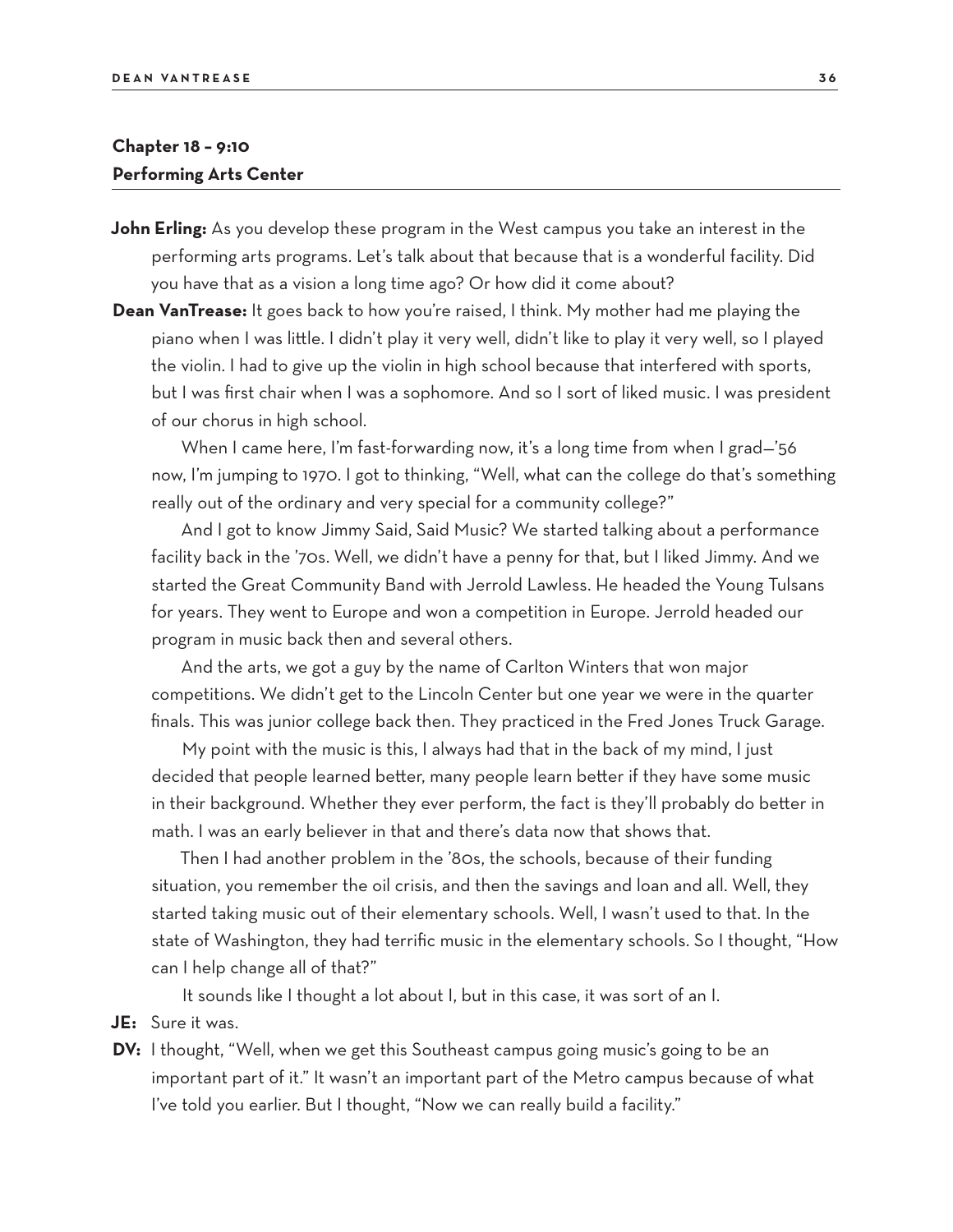## Chapter 18 – 9:10
## Performing Arts Center

**John Erling:** As you develop these program in the West campus you take an interest in the performing arts programs. Let's talk about that because that is a wonderful facility. Did you have that as a vision a long time ago? Or how did it come about?

**Dean VanTrease:** It goes back to how you're raised, I think. My mother had me playing the piano when I was little. I didn't play it very well, didn't like to play it very well, so I played the violin. I had to give up the violin in high school because that interfered with sports, but I was first chair when I was a sophomore. And so I sort of liked music. I was president of our chorus in high school.

When I came here, I'm fast-forwarding now, it's a long time from when I grad—'56 now, I'm jumping to 1970. I got to thinking, "Well, what can the college do that's something really out of the ordinary and very special for a community college?"

And I got to know Jimmy Said, Said Music? We started talking about a performance facility back in the '70s. Well, we didn't have a penny for that, but I liked Jimmy. And we started the Great Community Band with Jerrold Lawless. He headed the Young Tulsans for years. They went to Europe and won a competition in Europe. Jerrold headed our program in music back then and several others.

And the arts, we got a guy by the name of Carlton Winters that won major competitions. We didn't get to the Lincoln Center but one year we were in the quarter finals. This was junior college back then. They practiced in the Fred Jones Truck Garage.

My point with the music is this, I always had that in the back of my mind, I just decided that people learned better, many people learn better if they have some music in their background. Whether they ever perform, the fact is they'll probably do better in math. I was an early believer in that and there's data now that shows that.

Then I had another problem in the '80s, the schools, because of their funding situation, you remember the oil crisis, and then the savings and loan and all. Well, they started taking music out of their elementary schools. Well, I wasn't used to that. In the state of Washington, they had terrific music in the elementary schools. So I thought, "How can I help change all of that?"

It sounds like I thought a lot about I, but in this case, it was sort of an I.

**JE:** Sure it was.

**DV:** I thought, "Well, when we get this Southeast campus going music's going to be an important part of it." It wasn't an important part of the Metro campus because of what I've told you earlier. But I thought, "Now we can really build a facility."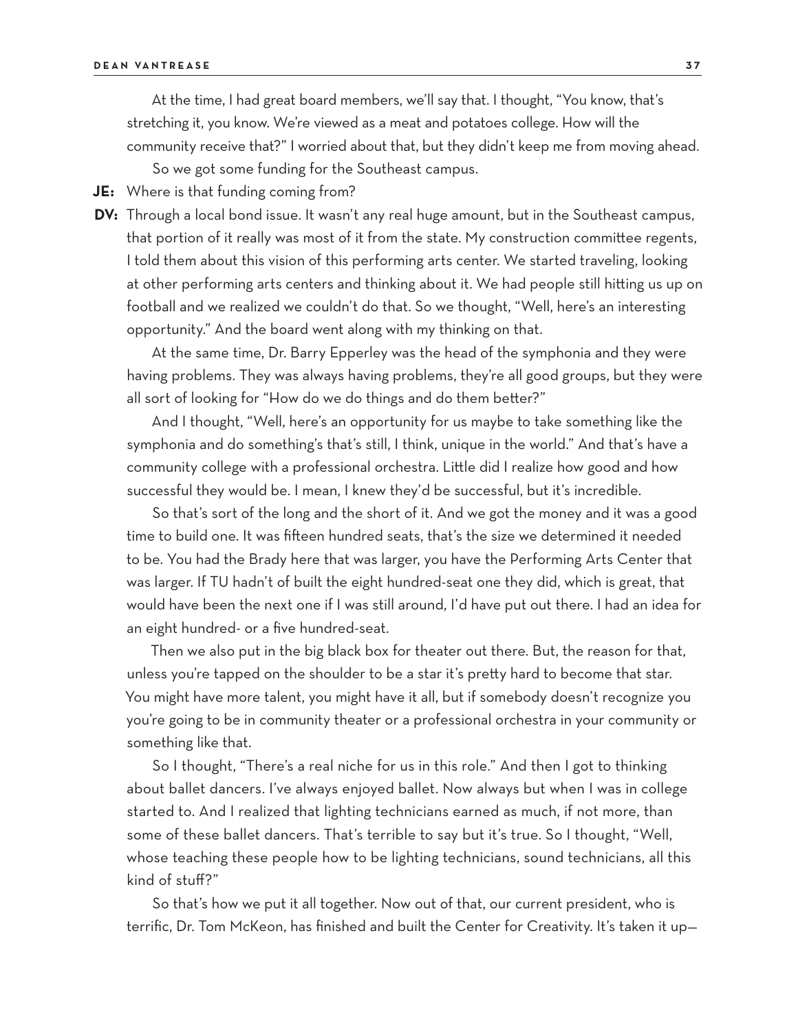At the time, I had great board members, we'll say that. I thought, "You know, that's stretching it, you know. We're viewed as a meat and potatoes college. How will the community receive that?" I worried about that, but they didn't keep me from moving ahead.

So we got some funding for the Southeast campus.

**JE:** Where is that funding coming from?

**DV:** Through a local bond issue. It wasn't any real huge amount, but in the Southeast campus, that portion of it really was most of it from the state. My construction committee regents, I told them about this vision of this performing arts center. We started traveling, looking at other performing arts centers and thinking about it. We had people still hitting us up on football and we realized we couldn't do that. So we thought, "Well, here's an interesting opportunity." And the board went along with my thinking on that.

At the same time, Dr. Barry Epperley was the head of the symphonia and they were having problems. They was always having problems, they're all good groups, but they were all sort of looking for "How do we do things and do them better?"

And I thought, "Well, here's an opportunity for us maybe to take something like the symphonia and do something's that's still, I think, unique in the world." And that's have a community college with a professional orchestra. Little did I realize how good and how successful they would be. I mean, I knew they'd be successful, but it's incredible.

So that's sort of the long and the short of it. And we got the money and it was a good time to build one. It was fifteen hundred seats, that's the size we determined it needed to be. You had the Brady here that was larger, you have the Performing Arts Center that was larger. If TU hadn't of built the eight hundred-seat one they did, which is great, that would have been the next one if I was still around, I'd have put out there. I had an idea for an eight hundred- or a five hundred-seat.

Then we also put in the big black box for theater out there. But, the reason for that, unless you're tapped on the shoulder to be a star it's pretty hard to become that star. You might have more talent, you might have it all, but if somebody doesn't recognize you you're going to be in community theater or a professional orchestra in your community or something like that.

So I thought, "There's a real niche for us in this role." And then I got to thinking about ballet dancers. I've always enjoyed ballet. Now always but when I was in college started to. And I realized that lighting technicians earned as much, if not more, than some of these ballet dancers. That's terrible to say but it's true. So I thought, "Well, whose teaching these people how to be lighting technicians, sound technicians, all this kind of stuff?"

So that's how we put it all together. Now out of that, our current president, who is terrific, Dr. Tom McKeon, has finished and built the Center for Creativity. It's taken it up—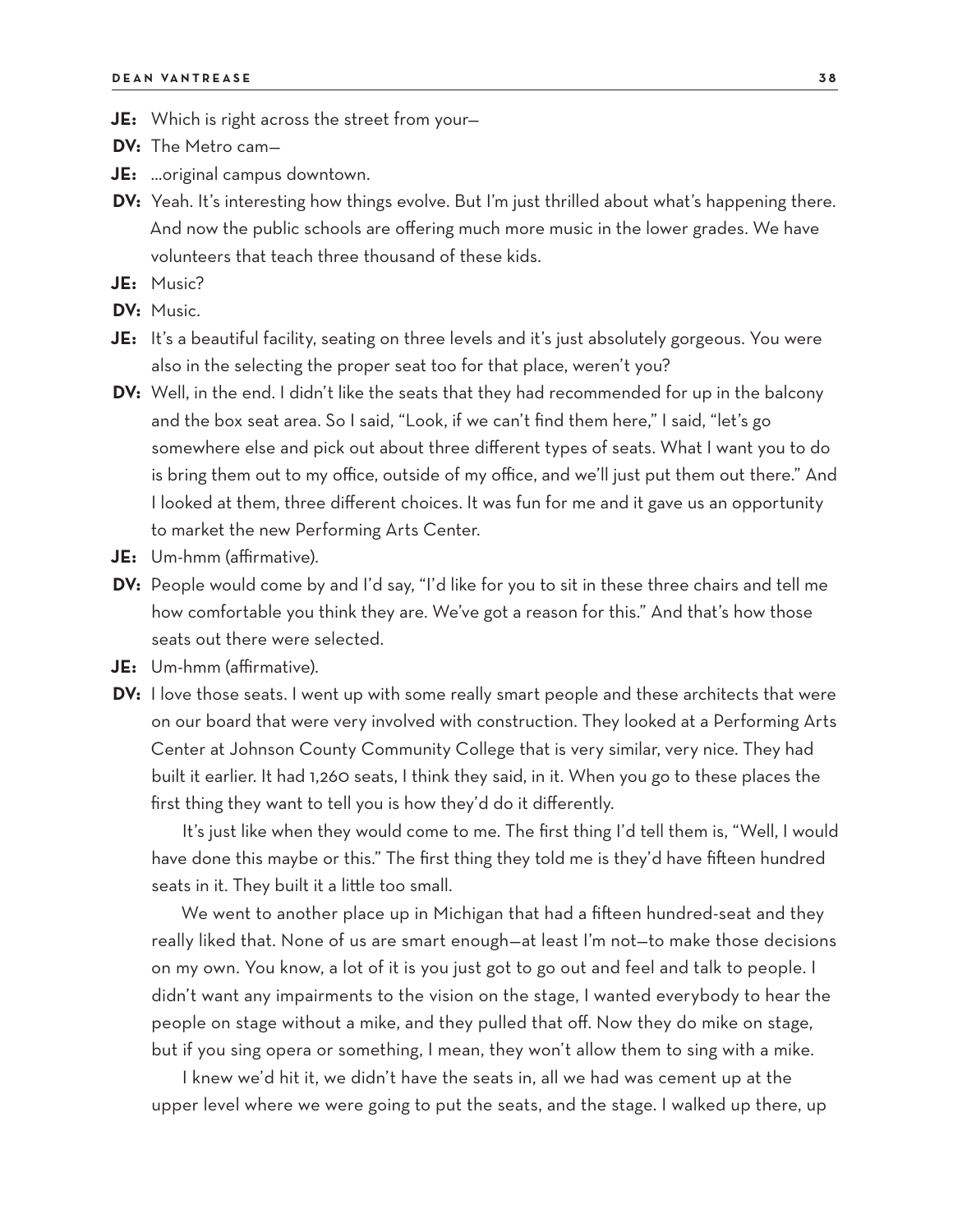**JE:** Which is right across the street from your—

**DV:** The Metro cam—

**JE:** …original campus downtown.

**DV:** Yeah. It's interesting how things evolve. But I'm just thrilled about what's happening there. And now the public schools are offering much more music in the lower grades. We have volunteers that teach three thousand of these kids.

**JE:** Music?

**DV:** Music.

**JE:** It's a beautiful facility, seating on three levels and it's just absolutely gorgeous. You were also in the selecting the proper seat too for that place, weren't you?

**DV:** Well, in the end. I didn't like the seats that they had recommended for up in the balcony and the box seat area. So I said, "Look, if we can't find them here," I said, "let's go somewhere else and pick out about three different types of seats. What I want you to do is bring them out to my office, outside of my office, and we'll just put them out there." And I looked at them, three different choices. It was fun for me and it gave us an opportunity to market the new Performing Arts Center.

**JE:** Um-hmm (affirmative).

**DV:** People would come by and I'd say, "I'd like for you to sit in these three chairs and tell me how comfortable you think they are. We've got a reason for this." And that's how those seats out there were selected.

**JE:** Um-hmm (affirmative).

**DV:** I love those seats. I went up with some really smart people and these architects that were on our board that were very involved with construction. They looked at a Performing Arts Center at Johnson County Community College that is very similar, very nice. They had built it earlier. It had 1,260 seats, I think they said, in it. When you go to these places the first thing they want to tell you is how they'd do it differently.

It's just like when they would come to me. The first thing I'd tell them is, "Well, I would have done this maybe or this." The first thing they told me is they'd have fifteen hundred seats in it. They built it a little too small.

We went to another place up in Michigan that had a fifteen hundred-seat and they really liked that. None of us are smart enough—at least I'm not—to make those decisions on my own. You know, a lot of it is you just got to go out and feel and talk to people. I didn't want any impairments to the vision on the stage, I wanted everybody to hear the people on stage without a mike, and they pulled that off. Now they do mike on stage, but if you sing opera or something, I mean, they won't allow them to sing with a mike.

I knew we'd hit it, we didn't have the seats in, all we had was cement up at the upper level where we were going to put the seats, and the stage. I walked up there, up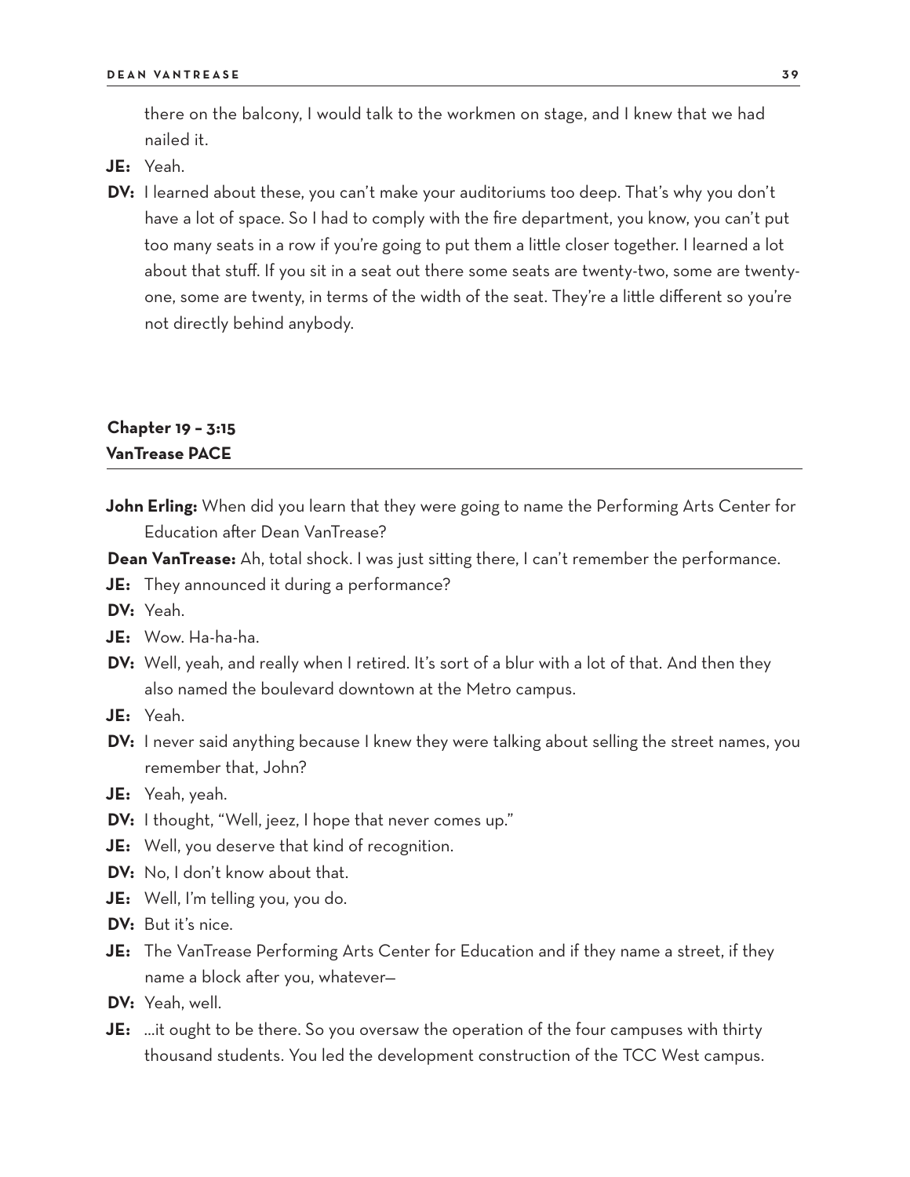there on the balcony, I would talk to the workmen on stage, and I knew that we had nailed it.

**JE:** Yeah.

**DV:** I learned about these, you can't make your auditoriums too deep. That's why you don't have a lot of space. So I had to comply with the fire department, you know, you can't put too many seats in a row if you're going to put them a little closer together. I learned a lot about that stuff. If you sit in a seat out there some seats are twenty-two, some are twenty-one, some are twenty, in terms of the width of the seat. They're a little different so you're not directly behind anybody.

## Chapter 19 – 3:15
## VanTrease PACE

**John Erling:** When did you learn that they were going to name the Performing Arts Center for Education after Dean VanTrease?

**Dean VanTrease:** Ah, total shock. I was just sitting there, I can't remember the performance.

**JE:** They announced it during a performance?

**DV:** Yeah.

**JE:** Wow. Ha-ha-ha.

**DV:** Well, yeah, and really when I retired. It's sort of a blur with a lot of that. And then they also named the boulevard downtown at the Metro campus.

**JE:** Yeah.

**DV:** I never said anything because I knew they were talking about selling the street names, you remember that, John?

**JE:** Yeah, yeah.

**DV:** I thought, "Well, jeez, I hope that never comes up."

**JE:** Well, you deserve that kind of recognition.

**DV:** No, I don't know about that.

**JE:** Well, I'm telling you, you do.

**DV:** But it's nice.

**JE:** The VanTrease Performing Arts Center for Education and if they name a street, if they name a block after you, whatever—

**DV:** Yeah, well.

**JE:** …it ought to be there. So you oversaw the operation of the four campuses with thirty thousand students. You led the development construction of the TCC West campus.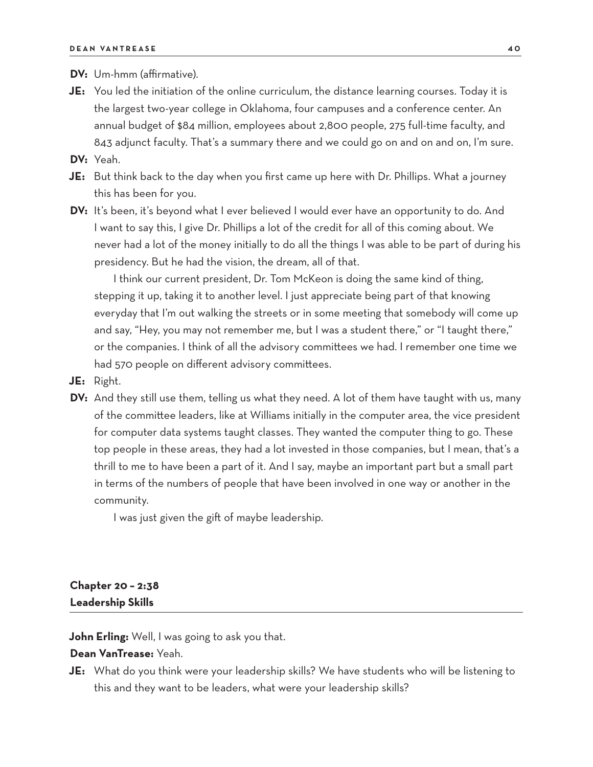**DV:** Um-hmm (affirmative).

**JE:** You led the initiation of the online curriculum, the distance learning courses. Today it is the largest two-year college in Oklahoma, four campuses and a conference center. An annual budget of $84 million, employees about 2,800 people, 275 full-time faculty, and 843 adjunct faculty. That's a summary there and we could go on and on and on, I'm sure.

**DV:** Yeah.

**JE:** But think back to the day when you first came up here with Dr. Phillips. What a journey this has been for you.

**DV:** It's been, it's beyond what I ever believed I would ever have an opportunity to do. And I want to say this, I give Dr. Phillips a lot of the credit for all of this coming about. We never had a lot of the money initially to do all the things I was able to be part of during his presidency. But he had the vision, the dream, all of that.

I think our current president, Dr. Tom McKeon is doing the same kind of thing, stepping it up, taking it to another level. I just appreciate being part of that knowing everyday that I'm out walking the streets or in some meeting that somebody will come up and say, "Hey, you may not remember me, but I was a student there," or "I taught there," or the companies. I think of all the advisory committees we had. I remember one time we had 570 people on different advisory committees.

**JE:** Right.

**DV:** And they still use them, telling us what they need. A lot of them have taught with us, many of the committee leaders, like at Williams initially in the computer area, the vice president for computer data systems taught classes. They wanted the computer thing to go. These top people in these areas, they had a lot invested in those companies, but I mean, that's a thrill to me to have been a part of it. And I say, maybe an important part but a small part in terms of the numbers of people that have been involved in one way or another in the community.

I was just given the gift of maybe leadership.

## Chapter 20 – 2:38
## Leadership Skills

**John Erling:** Well, I was going to ask you that.

**Dean VanTrease:** Yeah.

**JE:** What do you think were your leadership skills? We have students who will be listening to this and they want to be leaders, what were your leadership skills?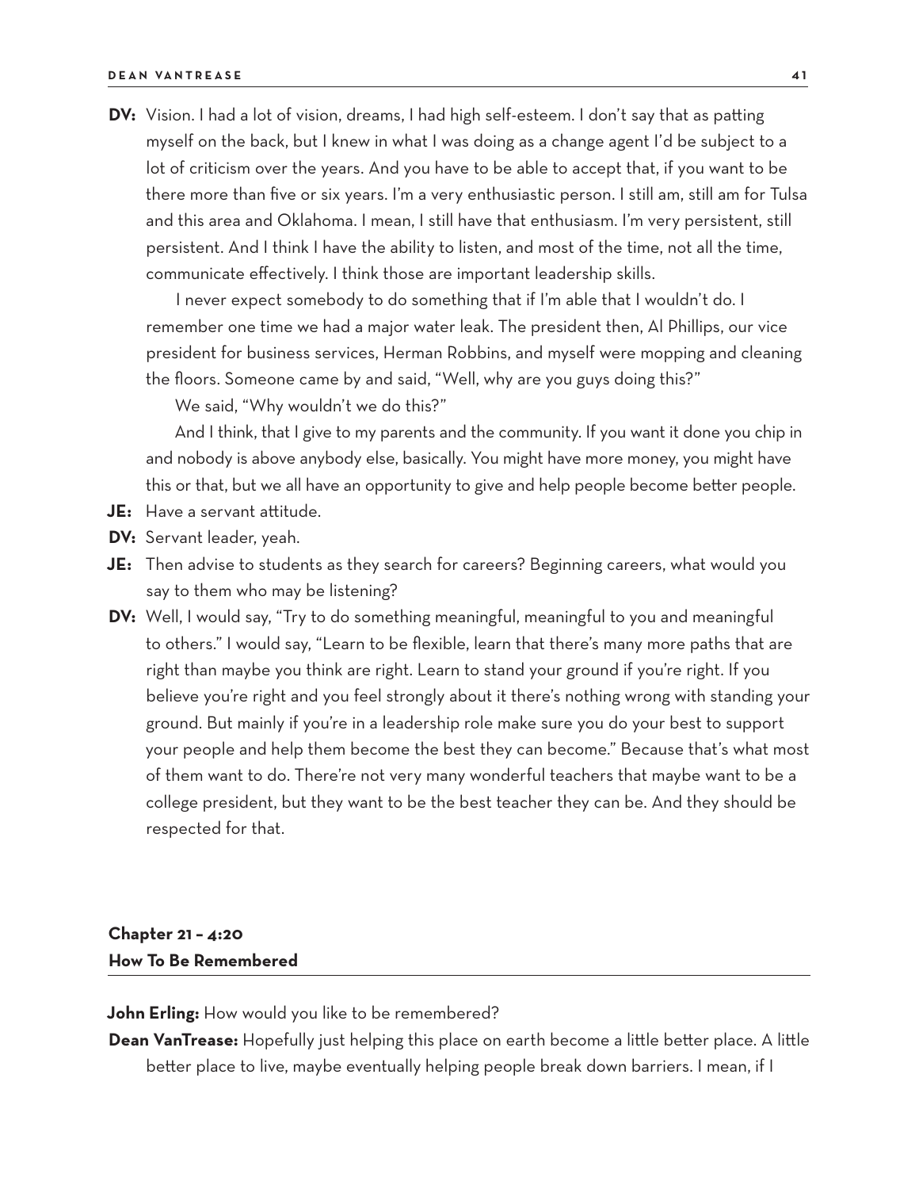**DV:** Vision. I had a lot of vision, dreams, I had high self-esteem. I don't say that as patting myself on the back, but I knew in what I was doing as a change agent I'd be subject to a lot of criticism over the years. And you have to be able to accept that, if you want to be there more than five or six years. I'm a very enthusiastic person. I still am, still am for Tulsa and this area and Oklahoma. I mean, I still have that enthusiasm. I'm very persistent, still persistent. And I think I have the ability to listen, and most of the time, not all the time, communicate effectively. I think those are important leadership skills.

I never expect somebody to do something that if I'm able that I wouldn't do. I remember one time we had a major water leak. The president then, Al Phillips, our vice president for business services, Herman Robbins, and myself were mopping and cleaning the floors. Someone came by and said, "Well, why are you guys doing this?"

We said, "Why wouldn't we do this?"

And I think, that I give to my parents and the community. If you want it done you chip in and nobody is above anybody else, basically. You might have more money, you might have this or that, but we all have an opportunity to give and help people become better people.

**JE:** Have a servant attitude.

**DV:** Servant leader, yeah.

**JE:** Then advise to students as they search for careers? Beginning careers, what would you say to them who may be listening?

**DV:** Well, I would say, "Try to do something meaningful, meaningful to you and meaningful to others." I would say, "Learn to be flexible, learn that there's many more paths that are right than maybe you think are right. Learn to stand your ground if you're right. If you believe you're right and you feel strongly about it there's nothing wrong with standing your ground. But mainly if you're in a leadership role make sure you do your best to support your people and help them become the best they can become." Because that's what most of them want to do. There're not very many wonderful teachers that maybe want to be a college president, but they want to be the best teacher they can be. And they should be respected for that.

## Chapter 21 – 4:20
## How To Be Remembered

**John Erling:** How would you like to be remembered?

**Dean VanTrease:** Hopefully just helping this place on earth become a little better place. A little better place to live, maybe eventually helping people break down barriers. I mean, if I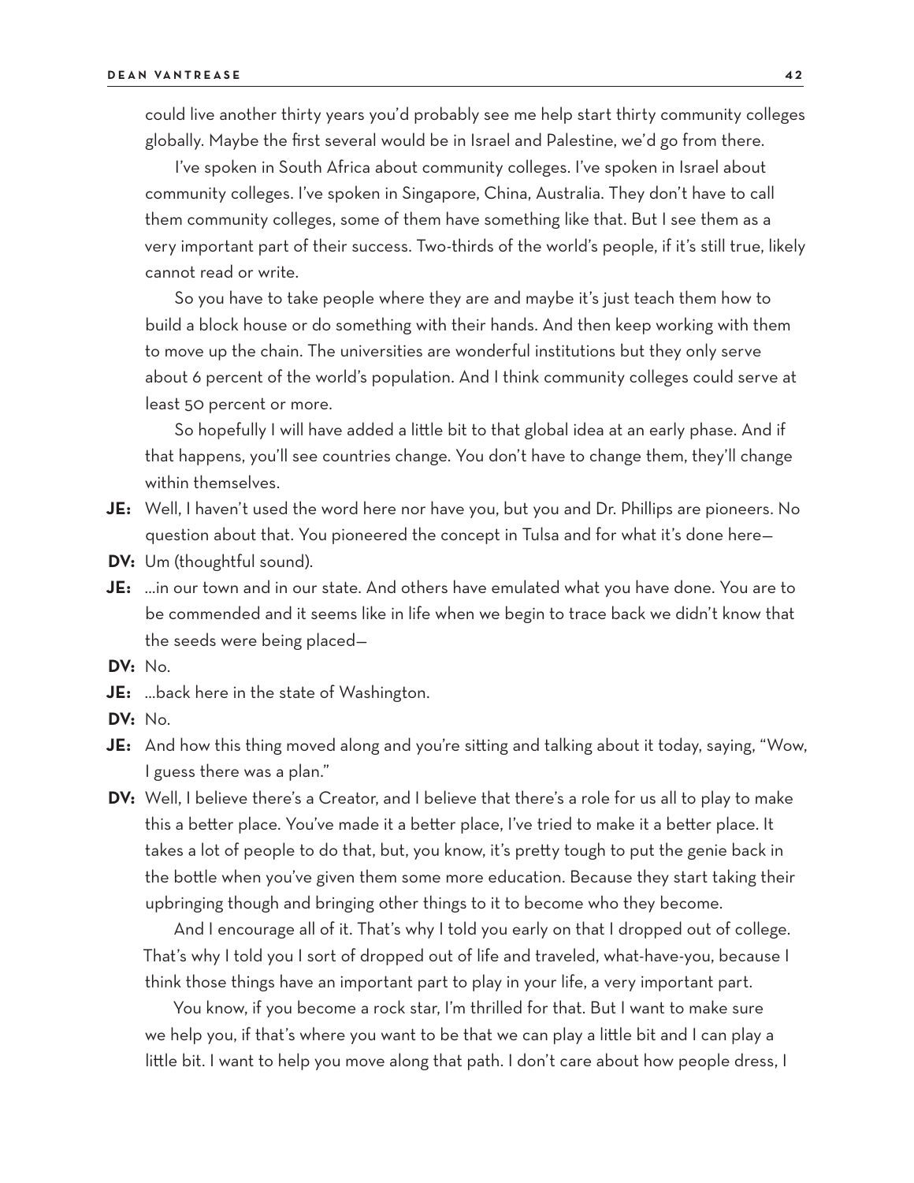could live another thirty years you'd probably see me help start thirty community colleges globally. Maybe the first several would be in Israel and Palestine, we'd go from there.

I've spoken in South Africa about community colleges. I've spoken in Israel about community colleges. I've spoken in Singapore, China, Australia. They don't have to call them community colleges, some of them have something like that. But I see them as a very important part of their success. Two-thirds of the world's people, if it's still true, likely cannot read or write.

So you have to take people where they are and maybe it's just teach them how to build a block house or do something with their hands. And then keep working with them to move up the chain. The universities are wonderful institutions but they only serve about 6 percent of the world's population. And I think community colleges could serve at least 50 percent or more.

So hopefully I will have added a little bit to that global idea at an early phase. And if that happens, you'll see countries change. You don't have to change them, they'll change within themselves.

**JE:** Well, I haven't used the word here nor have you, but you and Dr. Phillips are pioneers. No question about that. You pioneered the concept in Tulsa and for what it's done here—

**DV:** Um (thoughtful sound).

**JE:** …in our town and in our state. And others have emulated what you have done. You are to be commended and it seems like in life when we begin to trace back we didn't know that the seeds were being placed—

**DV:** No.

**JE:** …back here in the state of Washington.

**DV:** No.

**JE:** And how this thing moved along and you're sitting and talking about it today, saying, "Wow, I guess there was a plan."

**DV:** Well, I believe there's a Creator, and I believe that there's a role for us all to play to make this a better place. You've made it a better place, I've tried to make it a better place. It takes a lot of people to do that, but, you know, it's pretty tough to put the genie back in the bottle when you've given them some more education. Because they start taking their upbringing though and bringing other things to it to become who they become.

And I encourage all of it. That's why I told you early on that I dropped out of college. That's why I told you I sort of dropped out of life and traveled, what-have-you, because I think those things have an important part to play in your life, a very important part.

You know, if you become a rock star, I'm thrilled for that. But I want to make sure we help you, if that's where you want to be that we can play a little bit and I can play a little bit. I want to help you move along that path. I don't care about how people dress, I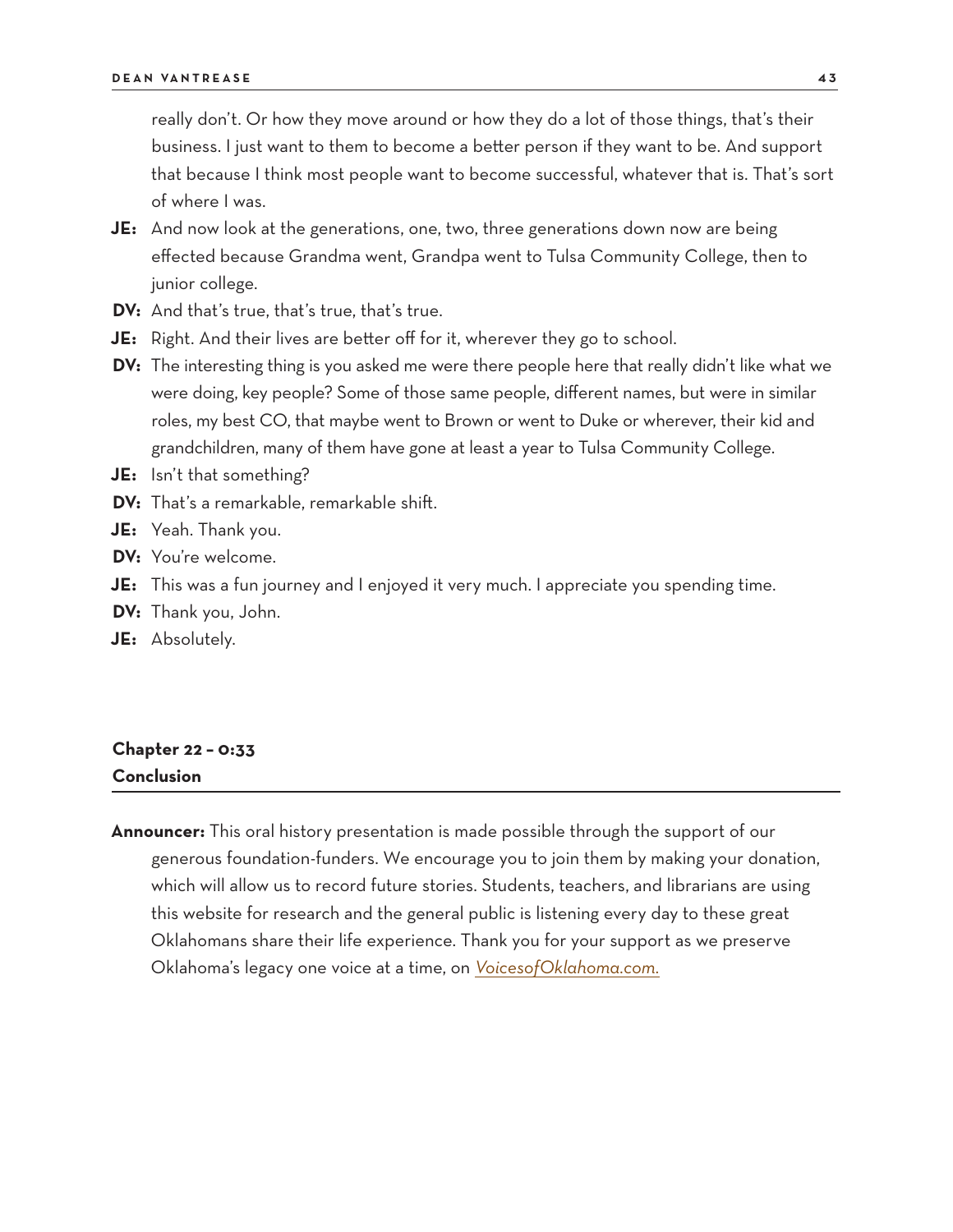really don't. Or how they move around or how they do a lot of those things, that's their business. I just want to them to become a better person if they want to be. And support that because I think most people want to become successful, whatever that is. That's sort of where I was.

**JE:** And now look at the generations, one, two, three generations down now are being effected because Grandma went, Grandpa went to Tulsa Community College, then to junior college.

**DV:** And that's true, that's true, that's true.

**JE:** Right. And their lives are better off for it, wherever they go to school.

**DV:** The interesting thing is you asked me were there people here that really didn't like what we were doing, key people? Some of those same people, different names, but were in similar roles, my best CO, that maybe went to Brown or went to Duke or wherever, their kid and grandchildren, many of them have gone at least a year to Tulsa Community College.

**JE:** Isn't that something?

**DV:** That's a remarkable, remarkable shift.

**JE:** Yeah. Thank you.

**DV:** You're welcome.

**JE:** This was a fun journey and I enjoyed it very much. I appreciate you spending time.

**DV:** Thank you, John.

**JE:** Absolutely.

## Chapter 22 – 0:33
## Conclusion

**Announcer:** This oral history presentation is made possible through the support of our generous foundation-funders. We encourage you to join them by making your donation, which will allow us to record future stories. Students, teachers, and librarians are using this website for research and the general public is listening every day to these great Oklahomans share their life experience. Thank you for your support as we preserve Oklahoma's legacy one voice at a time, on *VoicesofOklahoma.com.*